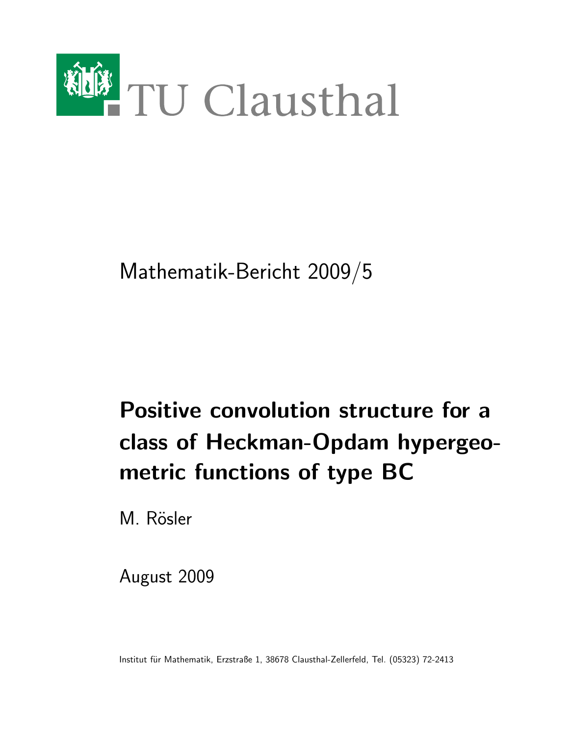TU Clausthal

Mathematik-Bericht 2009/5

# Positive convolution structure for a class of Heckman-Opdam hypergeometric functions of type BC

M. Rösler

August 2009

Institut für Mathematik, Erzstraße 1, 38678 Clausthal-Zellerfeld, Tel. (05323) 72-2413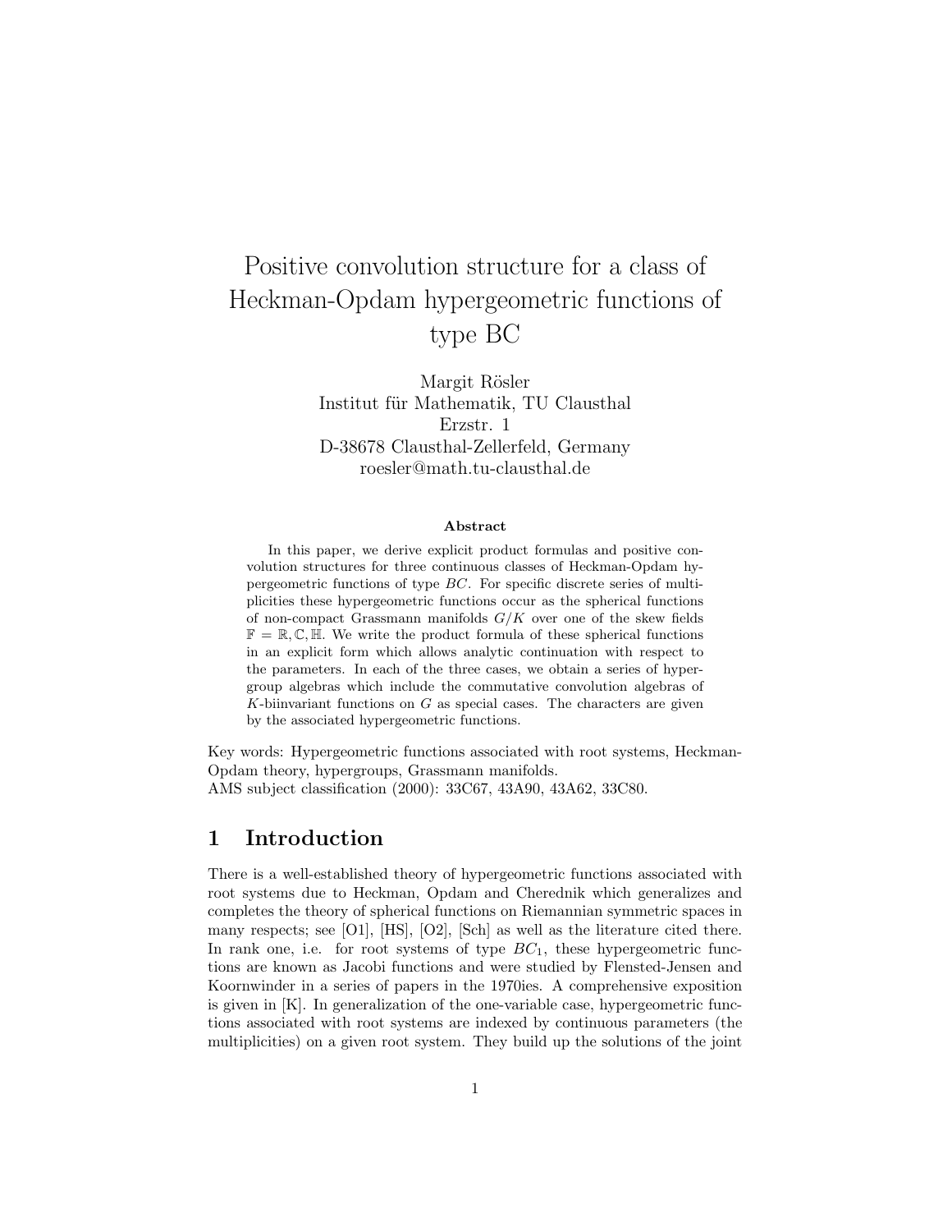# Positive convolution structure for a class of Heckman-Opdam hypergeometric functions of type BC

Margit Rösler
Institut für Mathematik, TU Clausthal
Erzstr. 1
D-38678 Clausthal-Zellerfeld, Germany
roesler@math.tu-clausthal.de

**Abstract**

In this paper, we derive explicit product formulas and positive convolution structures for three continuous classes of Heckman-Opdam hypergeometric functions of type $BC$. For specific discrete series of multiplicities these hypergeometric functions occur as the spherical functions of non-compact Grassmann manifolds $G/K$ over one of the skew fields $\mathbb{F} = \mathbb{R}, \mathbb{C}, \mathbb{H}$. We write the product formula of these spherical functions in an explicit form which allows analytic continuation with respect to the parameters. In each of the three cases, we obtain a series of hypergroup algebras which include the commutative convolution algebras of $K$-biinvariant functions on $G$ as special cases. The characters are given by the associated hypergeometric functions.

Key words: Hypergeometric functions associated with root systems, Heckman-Opdam theory, hypergroups, Grassmann manifolds.
AMS subject classification (2000): 33C67, 43A90, 43A62, 33C80.

## 1 Introduction

There is a well-established theory of hypergeometric functions associated with root systems due to Heckman, Opdam and Cherednik which generalizes and completes the theory of spherical functions on Riemannian symmetric spaces in many respects; see [O1], [HS], [O2], [Sch] as well as the literature cited there. In rank one, i.e. for root systems of type $BC_1$, these hypergeometric functions are known as Jacobi functions and were studied by Flensted-Jensen and Koornwinder in a series of papers in the 1970ies. A comprehensive exposition is given in [K]. In generalization of the one-variable case, hypergeometric functions associated with root systems are indexed by continuous parameters (the multiplicities) on a given root system. They build up the solutions of the joint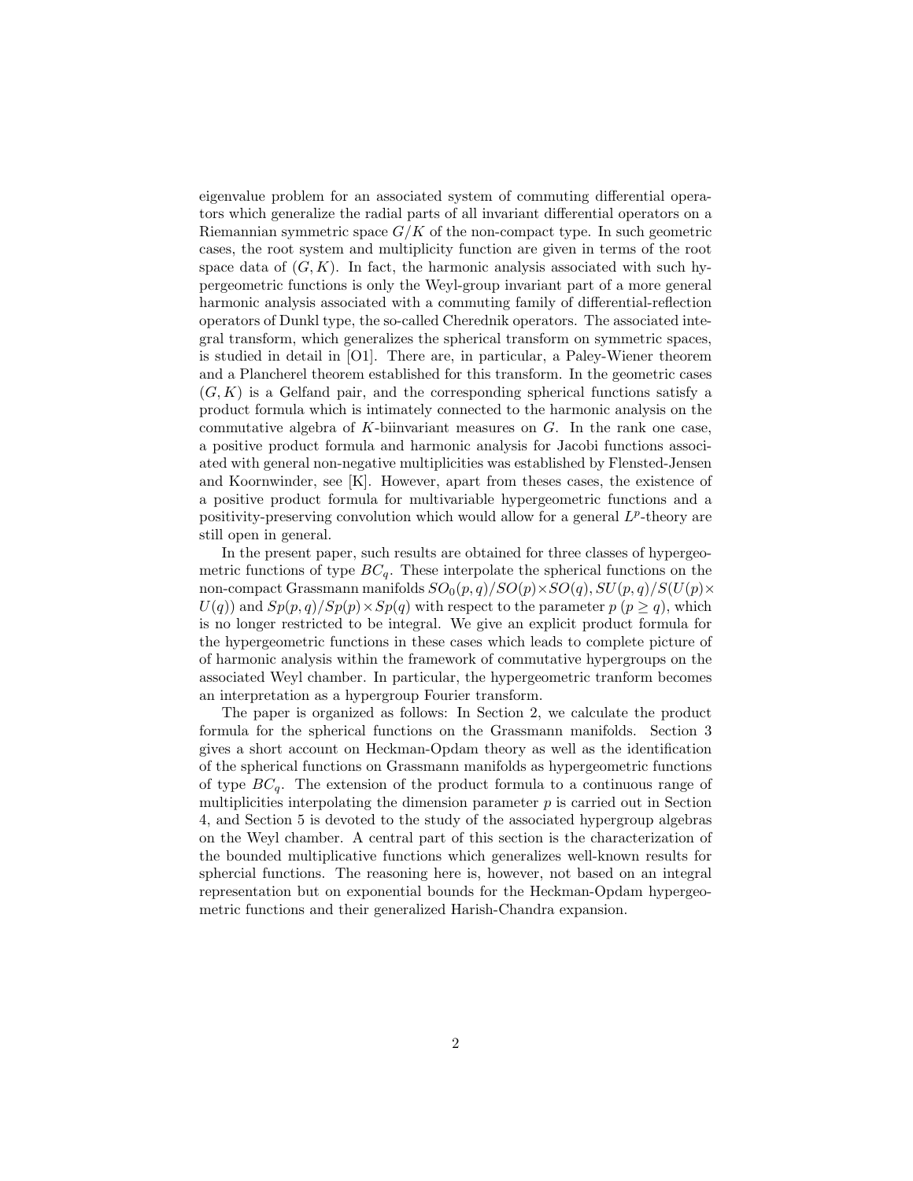eigenvalue problem for an associated system of commuting differential operators which generalize the radial parts of all invariant differential operators on a Riemannian symmetric space $G/K$ of the non-compact type. In such geometric cases, the root system and multiplicity function are given in terms of the root space data of $(G, K)$. In fact, the harmonic analysis associated with such hypergeometric functions is only the Weyl-group invariant part of a more general harmonic analysis associated with a commuting family of differential-reflection operators of Dunkl type, the so-called Cherednik operators. The associated integral transform, which generalizes the spherical transform on symmetric spaces, is studied in detail in [O1]. There are, in particular, a Paley-Wiener theorem and a Plancherel theorem established for this transform. In the geometric cases $(G, K)$ is a Gelfand pair, and the corresponding spherical functions satisfy a product formula which is intimately connected to the harmonic analysis on the commutative algebra of $K$-biinvariant measures on $G$. In the rank one case, a positive product formula and harmonic analysis for Jacobi functions associated with general non-negative multiplicities was established by Flensted-Jensen and Koornwinder, see [K]. However, apart from theses cases, the existence of a positive product formula for multivariable hypergeometric functions and a positivity-preserving convolution which would allow for a general $L^p$-theory are still open in general.

In the present paper, such results are obtained for three classes of hypergeometric functions of type $BC_q$. These interpolate the spherical functions on the non-compact Grassmann manifolds $SO_0(p, q)/SO(p) \times SO(q)$, $SU(p, q)/S(U(p) \times U(q))$ and $Sp(p, q)/Sp(p) \times Sp(q)$ with respect to the parameter $p$ ($p \geq q$), which is no longer restricted to be integral. We give an explicit product formula for the hypergeometric functions in these cases which leads to complete picture of of harmonic analysis within the framework of commutative hypergroups on the associated Weyl chamber. In particular, the hypergeometric tranform becomes an interpretation as a hypergroup Fourier transform.

The paper is organized as follows: In Section 2, we calculate the product formula for the spherical functions on the Grassmann manifolds. Section 3 gives a short account on Heckman-Opdam theory as well as the identification of the spherical functions on Grassmann manifolds as hypergeometric functions of type $BC_q$. The extension of the product formula to a continuous range of multiplicities interpolating the dimension parameter $p$ is carried out in Section 4, and Section 5 is devoted to the study of the associated hypergroup algebras on the Weyl chamber. A central part of this section is the characterization of the bounded multiplicative functions which generalizes well-known results for sphercial functions. The reasoning here is, however, not based on an integral representation but on exponential bounds for the Heckman-Opdam hypergeometric functions and their generalized Harish-Chandra expansion.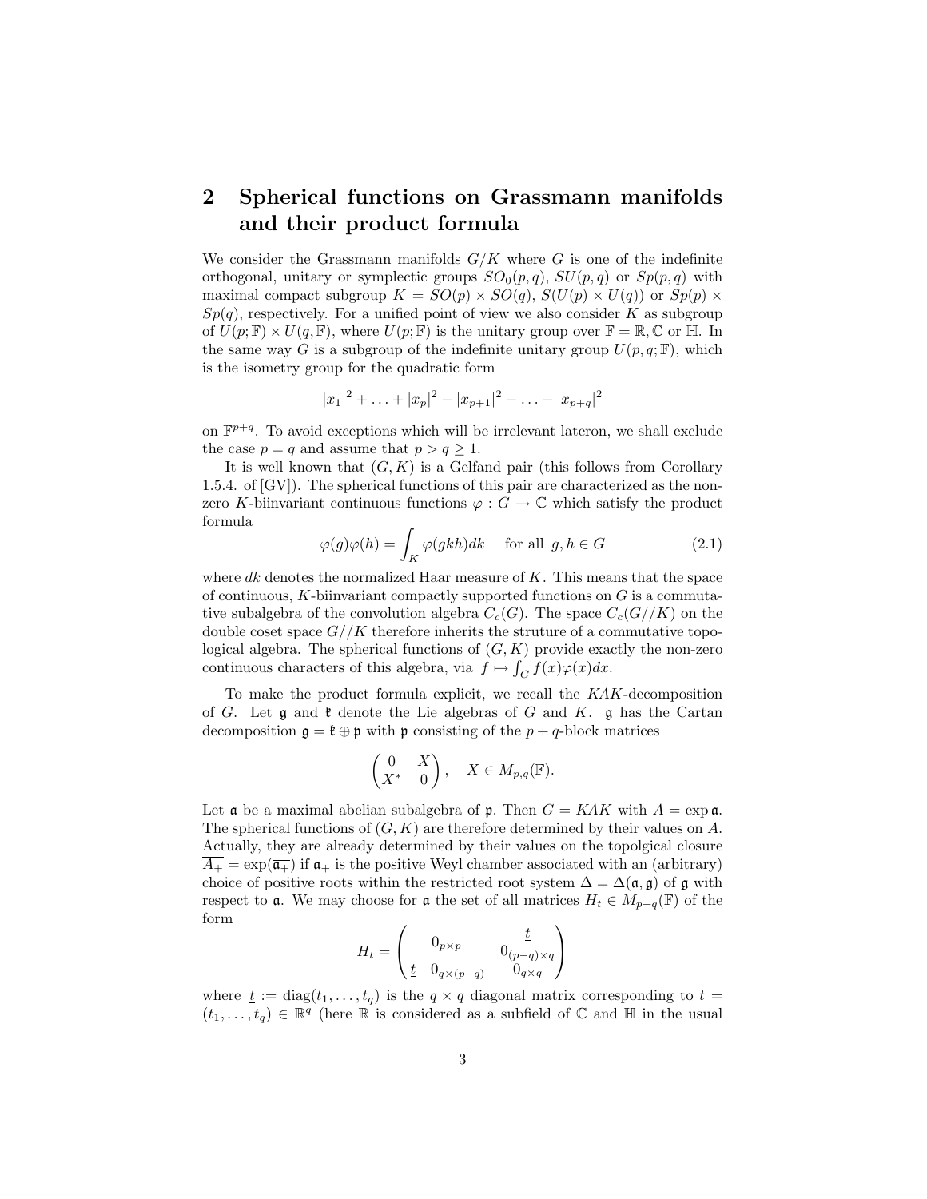## 2 Spherical functions on Grassmann manifolds and their product formula

We consider the Grassmann manifolds $G/K$ where $G$ is one of the indefinite orthogonal, unitary or symplectic groups $SO_0(p,q)$, $SU(p,q)$ or $Sp(p,q)$ with maximal compact subgroup $K = SO(p) \times SO(q)$, $S(U(p) \times U(q))$ or $Sp(p) \times Sp(q)$, respectively. For a unified point of view we also consider $K$ as subgroup of $U(p;\mathbb{F}) \times U(q,\mathbb{F})$, where $U(p;\mathbb{F})$ is the unitary group over $\mathbb{F} = \mathbb{R}, \mathbb{C}$ or $\mathbb{H}$. In the same way $G$ is a subgroup of the indefinite unitary group $U(p,q;\mathbb{F})$, which is the isometry group for the quadratic form

$$|x_1|^2 + \ldots + |x_p|^2 - |x_{p+1}|^2 - \ldots - |x_{p+q}|^2$$

on $\mathbb{F}^{p+q}$. To avoid exceptions which will be irrelevant lateron, we shall exclude the case $p = q$ and assume that $p > q \geq 1$.

It is well known that $(G,K)$ is a Gelfand pair (this follows from Corollary 1.5.4. of [GV]). The spherical functions of this pair are characterized as the non-zero $K$-biinvariant continuous functions $\varphi : G \to \mathbb{C}$ which satisfy the product formula

$$\varphi(g)\varphi(h) = \int_K \varphi(gkh)dk \quad \text{for all } g,h \in G \tag{2.1}$$

where $dk$ denotes the normalized Haar measure of $K$. This means that the space of continuous, $K$-biinvariant compactly supported functions on $G$ is a commutative subalgebra of the convolution algebra $C_c(G)$. The space $C_c(G//K)$ on the double coset space $G//K$ therefore inherits the struture of a commutative topological algebra. The spherical functions of $(G,K)$ provide exactly the non-zero continuous characters of this algebra, via $f \mapsto \int_G f(x)\varphi(x)dx$.

To make the product formula explicit, we recall the $KAK$-decomposition of $G$. Let $\mathfrak{g}$ and $\mathfrak{k}$ denote the Lie algebras of $G$ and $K$. $\mathfrak{g}$ has the Cartan decomposition $\mathfrak{g} = \mathfrak{k} \oplus \mathfrak{p}$ with $\mathfrak{p}$ consisting of the $p+q$-block matrices

$$\begin{pmatrix} 0 & X \\ X^* & 0 \end{pmatrix}, \quad X \in M_{p,q}(\mathbb{F}).$$

Let $\mathfrak{a}$ be a maximal abelian subalgebra of $\mathfrak{p}$. Then $G = KAK$ with $A = \exp \mathfrak{a}$. The spherical functions of $(G,K)$ are therefore determined by their values on $A$. Actually, they are already determined by their values on the topolgical closure $\overline{A_+} = \exp(\overline{\mathfrak{a}_+})$ if $\mathfrak{a}_+$ is the positive Weyl chamber associated with an (arbitrary) choice of positive roots within the restricted root system $\Delta = \Delta(\mathfrak{a},\mathfrak{g})$ of $\mathfrak{g}$ with respect to $\mathfrak{a}$. We may choose for $\mathfrak{a}$ the set of all matrices $H_t \in M_{p+q}(\mathbb{F})$ of the form

$$H_t = \begin{pmatrix} & 0_{p\times p} & & \underline{t} \\ & & & 0_{(p-q)\times q} \\ \underline{t} & 0_{q\times(p-q)} & & 0_{q\times q} \end{pmatrix}$$

where $\underline{t} := \operatorname{diag}(t_1, \ldots, t_q)$ is the $q \times q$ diagonal matrix corresponding to $t = (t_1, \ldots, t_q) \in \mathbb{R}^q$ (here $\mathbb{R}$ is considered as a subfield of $\mathbb{C}$ and $\mathbb{H}$ in the usual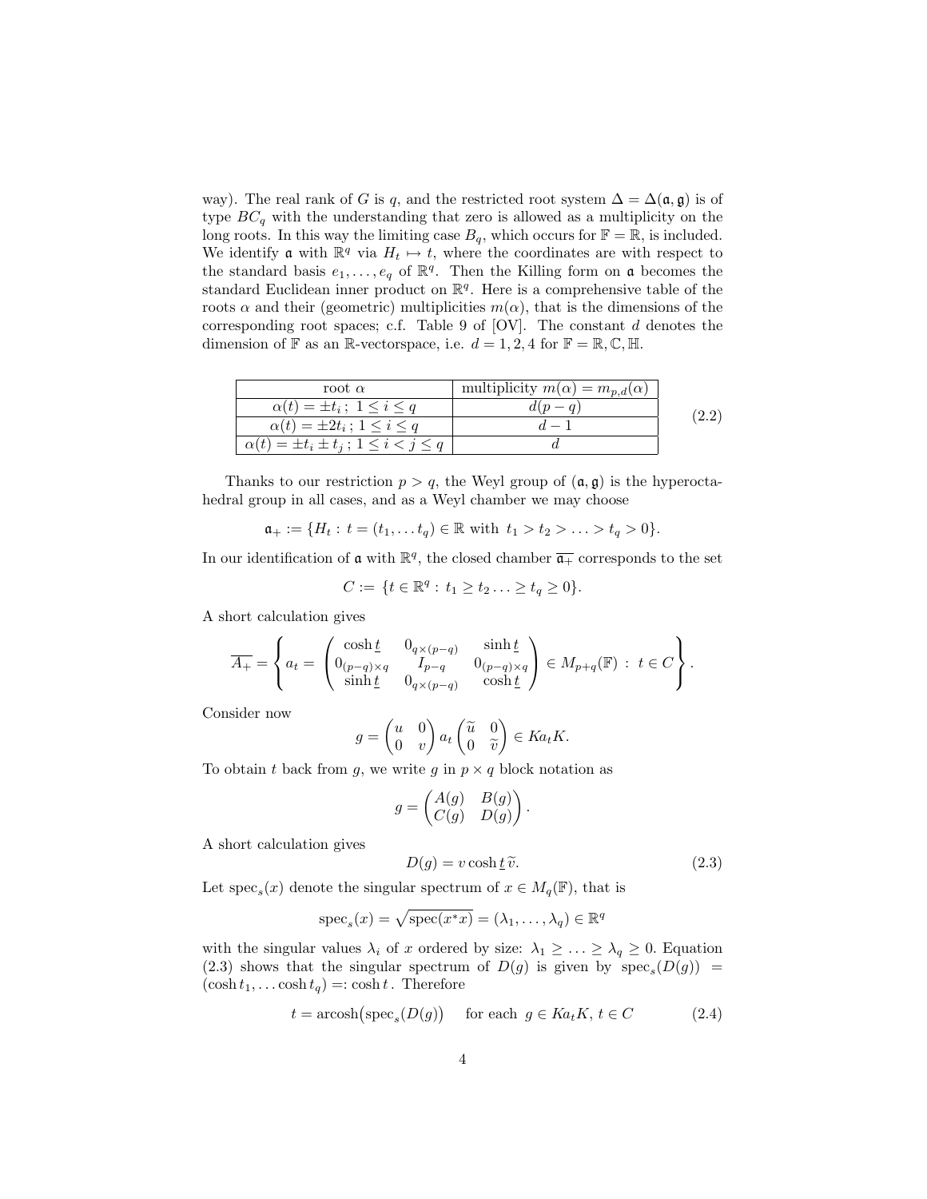way). The real rank of $G$ is $q$, and the restricted root system $\Delta = \Delta(\mathfrak{a}, \mathfrak{g})$ is of type $BC_q$ with the understanding that zero is allowed as a multiplicity on the long roots. In this way the limiting case $B_q$, which occurs for $\mathbb{F} = \mathbb{R}$, is included. We identify $\mathfrak{a}$ with $\mathbb{R}^q$ via $H_t \mapsto t$, where the coordinates are with respect to the standard basis $e_1, \ldots, e_q$ of $\mathbb{R}^q$. Then the Killing form on $\mathfrak{a}$ becomes the standard Euclidean inner product on $\mathbb{R}^q$. Here is a comprehensive table of the roots $\alpha$ and their (geometric) multiplicities $m(\alpha)$, that is the dimensions of the corresponding root spaces; c.f. Table 9 of [OV]. The constant $d$ denotes the dimension of $\mathbb{F}$ as an $\mathbb{R}$-vectorspace, i.e. $d = 1, 2, 4$ for $\mathbb{F} = \mathbb{R}, \mathbb{C}, \mathbb{H}$.

| root $\alpha$ | multiplicity $m(\alpha) = m_{p,d}(\alpha)$ |
|---|---|
| $\alpha(t) = \pm t_i\,;\ 1 \le i \le q$ | $d(p-q)$ |
| $\alpha(t) = \pm 2t_i\,;\ 1 \le i \le q$ | $d-1$ |
| $\alpha(t) = \pm t_i \pm t_j\,;\ 1 \le i < j \le q$ | $d$ |

(2.2)

Thanks to our restriction $p > q$, the Weyl group of $(\mathfrak{a}, \mathfrak{g})$ is the hyperoctahedral group in all cases, and as a Weyl chamber we may choose

$$\mathfrak{a}_+ := \{H_t : t = (t_1, \ldots t_q) \in \mathbb{R} \text{ with } t_1 > t_2 > \ldots > t_q > 0\}.$$

In our identification of $\mathfrak{a}$ with $\mathbb{R}^q$, the closed chamber $\overline{\mathfrak{a}_+}$ corresponds to the set

$$C := \{t \in \mathbb{R}^q : t_1 \ge t_2 \ldots \ge t_q \ge 0\}.$$

A short calculation gives

$$\overline{A_+} = \left\{ a_t = \begin{pmatrix} \cosh \underline{t} & 0_{q\times(p-q)} & \sinh \underline{t} \\ 0_{(p-q)\times q} & I_{p-q} & 0_{(p-q)\times q} \\ \sinh \underline{t} & 0_{q\times(p-q)} & \cosh \underline{t} \end{pmatrix} \in M_{p+q}(\mathbb{F}) \, : \, t \in C \right\}.$$

Consider now

$$g = \begin{pmatrix} u & 0 \\ 0 & v \end{pmatrix} a_t \begin{pmatrix} \widetilde{u} & 0 \\ 0 & \widetilde{v} \end{pmatrix} \in K a_t K.$$

To obtain $t$ back from $g$, we write $g$ in $p \times q$ block notation as

$$g = \begin{pmatrix} A(g) & B(g) \\ C(g) & D(g) \end{pmatrix}.$$

A short calculation gives

$$D(g) = v \cosh \underline{t}\, \widetilde{v}. \tag{2.3}$$

Let $\operatorname{spec}_s(x)$ denote the singular spectrum of $x \in M_q(\mathbb{F})$, that is

$$\operatorname{spec}_s(x) = \sqrt{\operatorname{spec}(x^*x)} = (\lambda_1, \ldots, \lambda_q) \in \mathbb{R}^q$$

with the singular values $\lambda_i$ of $x$ ordered by size: $\lambda_1 \ge \ldots \ge \lambda_q \ge 0$. Equation (2.3) shows that the singular spectrum of $D(g)$ is given by $\operatorname{spec}_s(D(g)) = (\cosh t_1, \ldots \cosh t_q) =: \cosh t$. Therefore

$$t = \operatorname{arcosh}\big(\operatorname{spec}_s(D(g)\big) \quad \text{for each } \ g \in K a_t K,\ t \in C \tag{2.4}$$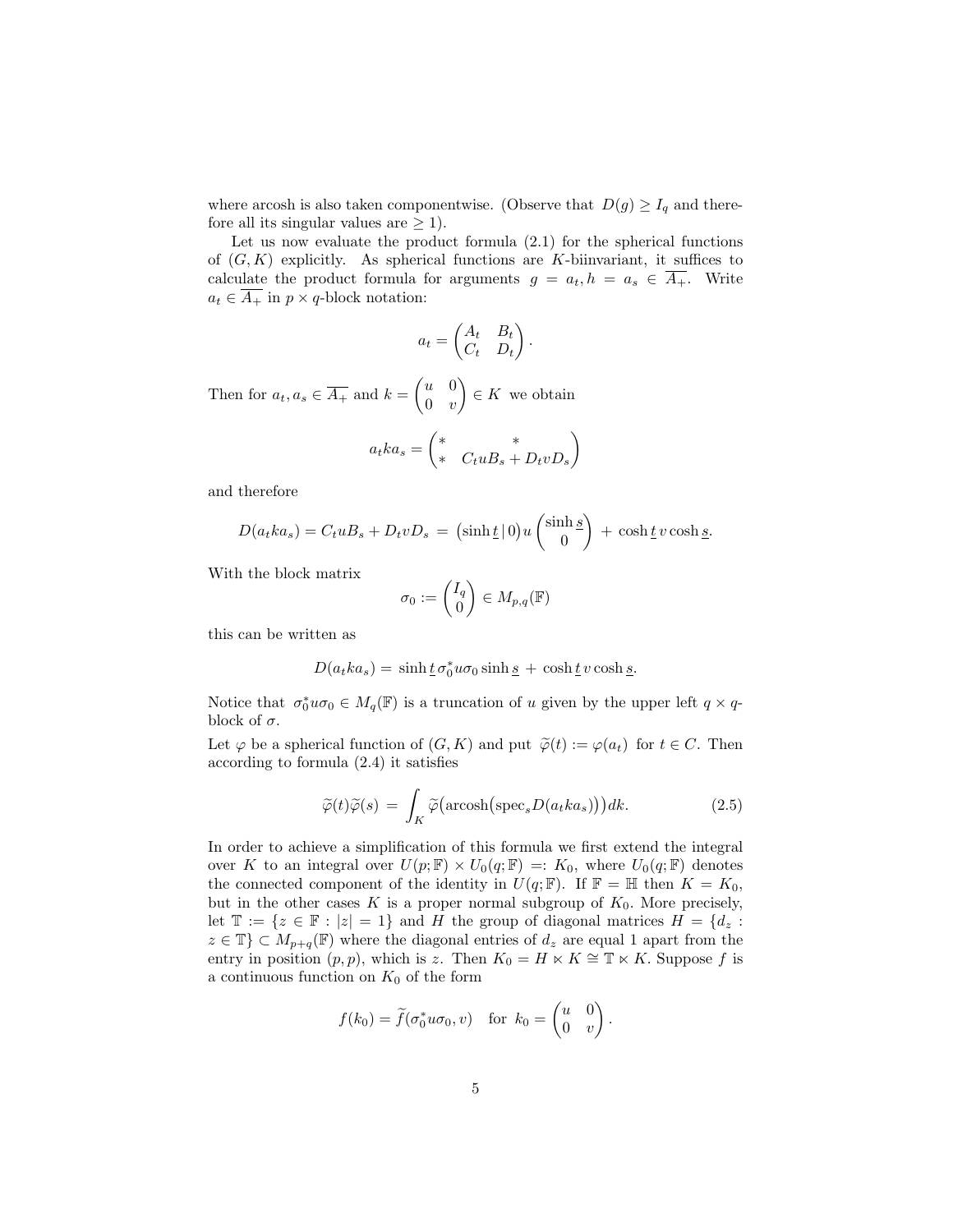where arcosh is also taken componentwise. (Observe that $D(g) \geq I_q$ and therefore all its singular values are $\geq 1$).

Let us now evaluate the product formula (2.1) for the spherical functions of $(G, K)$ explicitly. As spherical functions are $K$-biinvariant, it suffices to calculate the product formula for arguments $g = a_t, h = a_s \in \overline{A_+}$. Write $a_t \in \overline{A_+}$ in $p \times q$-block notation:

$$a_t = \begin{pmatrix} A_t & B_t \\ C_t & D_t \end{pmatrix}.$$

Then for $a_t, a_s \in \overline{A_+}$ and $k = \begin{pmatrix} u & 0 \\ 0 & v \end{pmatrix} \in K$ we obtain

$$a_t k a_s = \begin{pmatrix} * & * \\ * & C_t u B_s + D_t v D_s \end{pmatrix}$$

and therefore

$$D(a_t k a_s) = C_t u B_s + D_t v D_s \, = \, \big(\sinh \underline{t} \,|\, 0\big) \, u \begin{pmatrix} \sinh \underline{s} \\ 0 \end{pmatrix} \, + \, \cosh \underline{t} \, v \cosh \underline{s}.$$

With the block matrix

$$\sigma_0 := \begin{pmatrix} I_q \\ 0 \end{pmatrix} \in M_{p,q}(\mathbb{F})$$

this can be written as

$$D(a_t k a_s) = \, \sinh \underline{t} \, \sigma_0^* u \sigma_0 \sinh \underline{s} \, + \, \cosh \underline{t} \, v \cosh \underline{s}.$$

Notice that $\sigma_0^* u \sigma_0 \in M_q(\mathbb{F})$ is a truncation of $u$ given by the upper left $q \times q$-block of $\sigma$.

Let $\varphi$ be a spherical function of $(G, K)$ and put $\widetilde{\varphi}(t) := \varphi(a_t)$ for $t \in C$. Then according to formula (2.4) it satisfies

$$\widetilde{\varphi}(t)\widetilde{\varphi}(s) \, = \, \int_K \widetilde{\varphi}\big(\text{arcosh}\big(\text{spec}_s D(a_t k a_s)\big)\big) dk. \tag{2.5}$$

In order to achieve a simplification of this formula we first extend the integral over $K$ to an integral over $U(p; \mathbb{F}) \times U_0(q; \mathbb{F}) =: K_0$, where $U_0(q; \mathbb{F})$ denotes the connected component of the identity in $U(q; \mathbb{F})$. If $\mathbb{F} = \mathbb{H}$ then $K = K_0$, but in the other cases $K$ is a proper normal subgroup of $K_0$. More precisely, let $\mathbb{T} := \{z \in \mathbb{F} : |z| = 1\}$ and $H$ the group of diagonal matrices $H = \{d_z : z \in \mathbb{T}\} \subset M_{p+q}(\mathbb{F})$ where the diagonal entries of $d_z$ are equal 1 apart from the entry in position $(p, p)$, which is $z$. Then $K_0 = H \ltimes K \cong \mathbb{T} \ltimes K$. Suppose $f$ is a continuous function on $K_0$ of the form

$$f(k_0) = \widetilde{f}(\sigma_0^* u \sigma_0, v) \quad \text{for } \, k_0 = \begin{pmatrix} u & 0 \\ 0 & v \end{pmatrix}.$$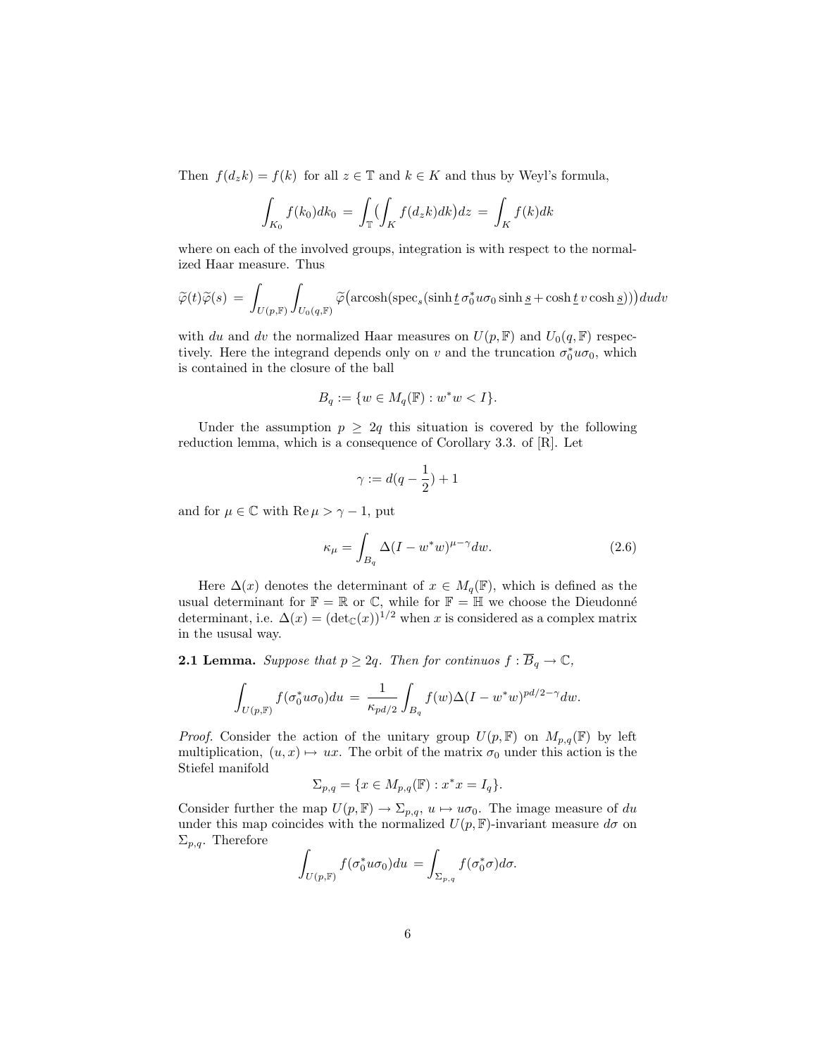Then $f(d_z k) = f(k)$ for all $z \in \mathbb{T}$ and $k \in K$ and thus by Weyl's formula,

$$\int_{K_0} f(k_0)dk_0 \;=\; \int_{\mathbb{T}} \Big(\int_K f(d_z k)dk\Big)dz \;=\; \int_K f(k)dk$$

where on each of the involved groups, integration is with respect to the normalized Haar measure. Thus

$$\widetilde{\varphi}(t)\widetilde{\varphi}(s) \;=\; \int_{U(p,\mathbb{F})}\int_{U_0(q,\mathbb{F})} \widetilde{\varphi}\big(\operatorname{arcosh}(\operatorname{spec}_s(\sinh \underline{t}\, \sigma_0^* u \sigma_0 \sinh \underline{s} + \cosh \underline{t}\, v \cosh \underline{s}))\big)dudv$$

with $du$ and $dv$ the normalized Haar measures on $U(p,\mathbb{F})$ and $U_0(q,\mathbb{F})$ respectively. Here the integrand depends only on $v$ and the truncation $\sigma_0^* u \sigma_0$, which is contained in the closure of the ball

$$B_q := \{w \in M_q(\mathbb{F}) : w^* w < I\}.$$

Under the assumption $p \geq 2q$ this situation is covered by the following reduction lemma, which is a consequence of Corollary 3.3. of [R]. Let

$$\gamma := d(q - \frac{1}{2}) + 1$$

and for $\mu \in \mathbb{C}$ with $\operatorname{Re}\mu > \gamma - 1$, put

$$\kappa_\mu = \int_{B_q} \Delta(I - w^* w)^{\mu - \gamma} dw. \tag{2.6}$$

Here $\Delta(x)$ denotes the determinant of $x \in M_q(\mathbb{F})$, which is defined as the usual determinant for $\mathbb{F} = \mathbb{R}$ or $\mathbb{C}$, while for $\mathbb{F} = \mathbb{H}$ we choose the Dieudonné determinant, i.e. $\Delta(x) = (\det_{\mathbb{C}}(x))^{1/2}$ when $x$ is considered as a complex matrix in the ususal way.

**2.1 Lemma.** *Suppose that $p \geq 2q$. Then for continuos $f : \overline{B}_q \to \mathbb{C}$,*

$$\int_{U(p,\mathbb{F})} f(\sigma_0^* u \sigma_0)du \;=\; \frac{1}{\kappa_{pd/2}} \int_{B_q} f(w)\Delta(I - w^* w)^{pd/2 - \gamma} dw.$$

*Proof.* Consider the action of the unitary group $U(p,\mathbb{F})$ on $M_{p,q}(\mathbb{F})$ by left multiplication, $(u, x) \mapsto ux$. The orbit of the matrix $\sigma_0$ under this action is the Stiefel manifold

$$\Sigma_{p,q} = \{x \in M_{p,q}(\mathbb{F}) : x^* x = I_q\}.$$

Consider further the map $U(p,\mathbb{F}) \to \Sigma_{p,q}$, $u \mapsto u\sigma_0$. The image measure of $du$ under this map coincides with the normalized $U(p,\mathbb{F})$-invariant measure $d\sigma$ on $\Sigma_{p,q}$. Therefore

$$\int_{U(p,\mathbb{F})} f(\sigma_0^* u \sigma_0)du \;= \int_{\Sigma_{p,q}} f(\sigma_0^* \sigma)d\sigma.$$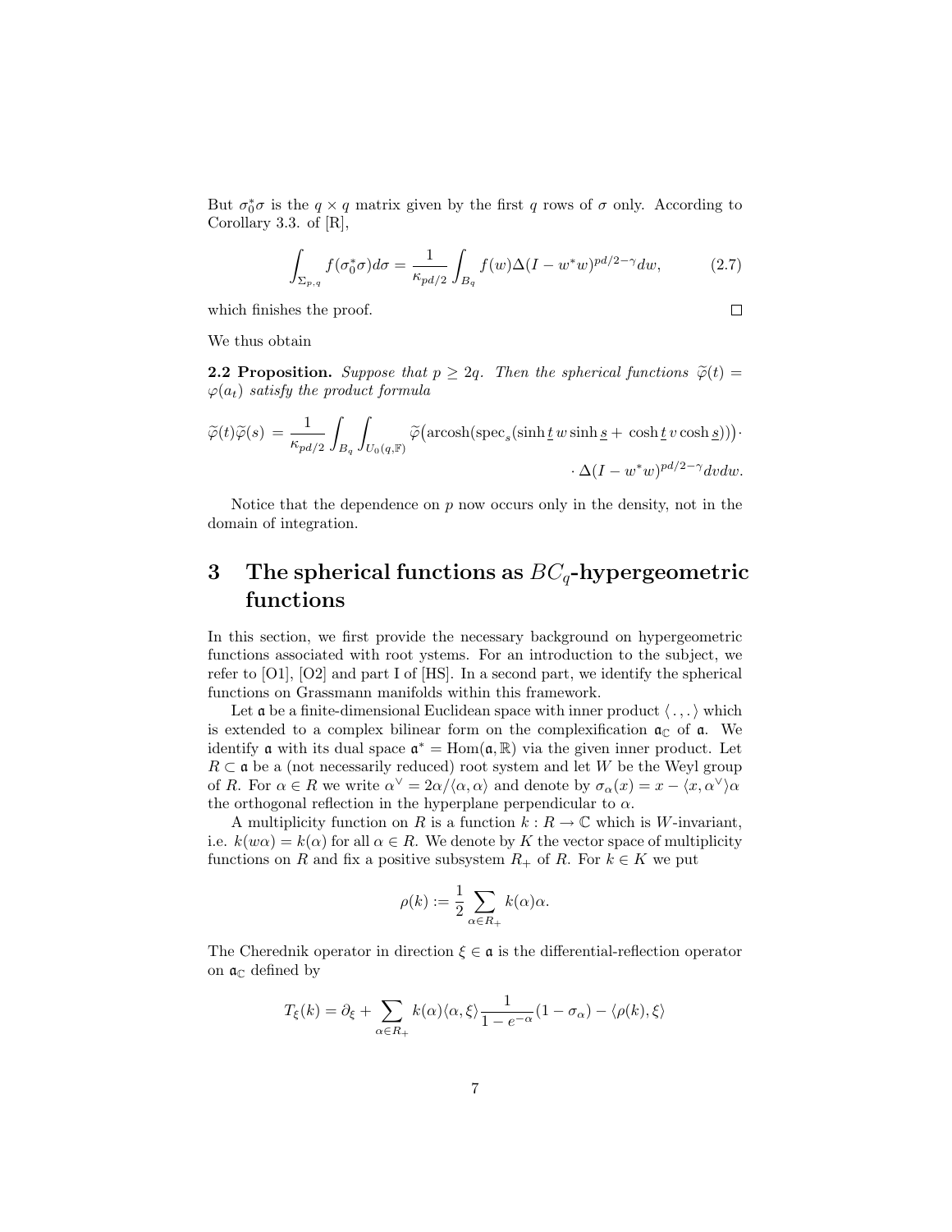But $\sigma_0^*\sigma$ is the $q \times q$ matrix given by the first $q$ rows of $\sigma$ only. According to Corollary 3.3. of [R],

$$\int_{\Sigma_{p,q}} f(\sigma_0^*\sigma)d\sigma = \frac{1}{\kappa_{pd/2}} \int_{B_q} f(w)\Delta(I - w^*w)^{pd/2-\gamma}dw, \tag{2.7}$$

which finishes the proof. $\square$

We thus obtain

**2.2 Proposition.** *Suppose that $p \geq 2q$. Then the spherical functions $\widetilde{\varphi}(t) = \varphi(a_t)$ satisfy the product formula*

$$\widetilde{\varphi}(t)\widetilde{\varphi}(s) = \frac{1}{\kappa_{pd/2}} \int_{B_q} \int_{U_0(q,\mathbb{F})} \widetilde{\varphi}\big(\operatorname{arcosh}(\operatorname{spec}_s(\sinh \underline{t}\, w \sinh \underline{s} + \cosh \underline{t}\, v \cosh \underline{s}))\big) \cdot$$
$$\cdot\, \Delta(I - w^*w)^{pd/2-\gamma} dv dw.$$

Notice that the dependence on $p$ now occurs only in the density, not in the domain of integration.

# 3 The spherical functions as $BC_q$-hypergeometric functions

In this section, we first provide the necessary background on hypergeometric functions associated with root ystems. For an introduction to the subject, we refer to [O1], [O2] and part I of [HS]. In a second part, we identify the spherical functions on Grassmann manifolds within this framework.

Let $\mathfrak{a}$ be a finite-dimensional Euclidean space with inner product $\langle\, . \,, . \,\rangle$ which is extended to a complex bilinear form on the complexification $\mathfrak{a}_\mathbb{C}$ of $\mathfrak{a}$. We identify $\mathfrak{a}$ with its dual space $\mathfrak{a}^* = \operatorname{Hom}(\mathfrak{a}, \mathbb{R})$ via the given inner product. Let $R \subset \mathfrak{a}$ be a (not necessarily reduced) root system and let $W$ be the Weyl group of $R$. For $\alpha \in R$ we write $\alpha^\vee = 2\alpha/\langle \alpha, \alpha\rangle$ and denote by $\sigma_\alpha(x) = x - \langle x, \alpha^\vee\rangle \alpha$ the orthogonal reflection in the hyperplane perpendicular to $\alpha$.

A multiplicity function on $R$ is a function $k : R \to \mathbb{C}$ which is $W$-invariant, i.e. $k(w\alpha) = k(\alpha)$ for all $\alpha \in R$. We denote by $K$ the vector space of multiplicity functions on $R$ and fix a positive subsystem $R_+$ of $R$. For $k \in K$ we put

$$\rho(k) := \frac{1}{2} \sum_{\alpha \in R_+} k(\alpha)\alpha.$$

The Cherednik operator in direction $\xi \in \mathfrak{a}$ is the differential-reflection operator on $\mathfrak{a}_\mathbb{C}$ defined by

$$T_\xi(k) = \partial_\xi + \sum_{\alpha \in R_+} k(\alpha)\langle \alpha, \xi\rangle \frac{1}{1 - e^{-\alpha}}(1 - \sigma_\alpha) - \langle \rho(k), \xi\rangle$$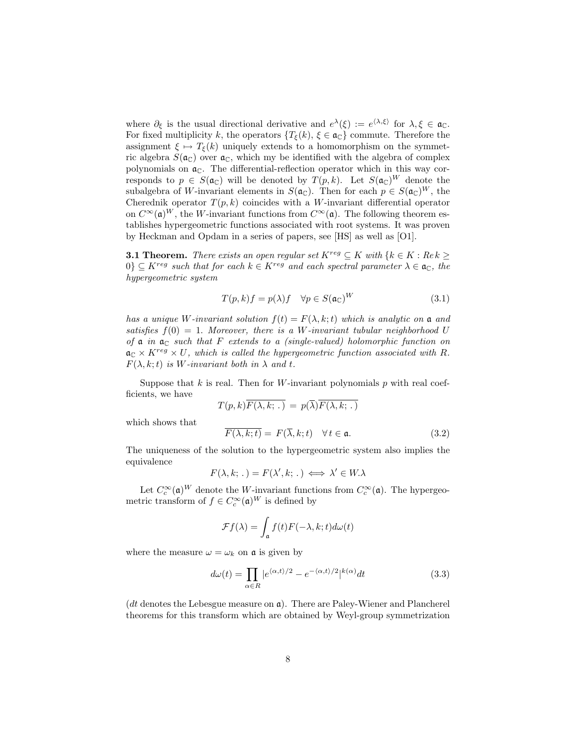where $\partial_\xi$ is the usual directional derivative and $e^\lambda(\xi) := e^{\langle \lambda, \xi \rangle}$ for $\lambda, \xi \in \mathfrak{a}_\mathbb{C}$. For fixed multiplicity $k$, the operators $\{T_\xi(k),\, \xi \in \mathfrak{a}_\mathbb{C}\}$ commute. Therefore the assignment $\xi \mapsto T_\xi(k)$ uniquely extends to a homomorphism on the symmetric algebra $S(\mathfrak{a}_\mathbb{C})$ over $\mathfrak{a}_\mathbb{C}$, which my be identified with the algebra of complex polynomials on $\mathfrak{a}_\mathbb{C}$. The differential-reflection operator which in this way corresponds to $p \in S(\mathfrak{a}_\mathbb{C})$ will be denoted by $T(p,k)$. Let $S(\mathfrak{a}_\mathbb{C})^W$ denote the subalgebra of $W$-invariant elements in $S(\mathfrak{a}_\mathbb{C})$. Then for each $p \in S(\mathfrak{a}_\mathbb{C})^W$, the Cherednik operator $T(p,k)$ coincides with a $W$-invariant differential operator on $C^\infty(\mathfrak{a})^W$, the $W$-invariant functions from $C^\infty(\mathfrak{a})$. The following theorem establishes hypergeometric functions associated with root systems. It was proven by Heckman and Opdam in a series of papers, see [HS] as well as [O1].

**3.1 Theorem.** *There exists an open regular set $K^{reg} \subseteq K$ with $\{k \in K : Re\, k \geq 0\} \subseteq K^{reg}$ such that for each $k \in K^{reg}$ and each spectral parameter $\lambda \in \mathfrak{a}_\mathbb{C}$, the hypergeometric system*

$$T(p,k)f = p(\lambda)f \quad \forall p \in S(\mathfrak{a}_\mathbb{C})^W \tag{3.1}$$

*has a unique $W$-invariant solution $f(t) = F(\lambda, k; t)$ which is analytic on $\mathfrak{a}$ and satisfies $f(0) = 1$. Moreover, there is a $W$-invariant tubular neighborhood $U$ of $\mathfrak{a}$ in $\mathfrak{a}_\mathbb{C}$ such that $F$ extends to a (single-valued) holomorphic function on $\mathfrak{a}_\mathbb{C} \times K^{reg} \times U$, which is called the hypergeometric function associated with $R$. $F(\lambda, k; t)$ is $W$-invariant both in $\lambda$ and $t$.*

Suppose that $k$ is real. Then for $W$-invariant polynomials $p$ with real coefficients, we have

$$T(p,k)\overline{F(\lambda,k;\,.\,)} \,=\, p(\overline{\lambda})\overline{F(\lambda,k;\,.\,)}$$

which shows that

$$\overline{F(\lambda,k;t)} = \, F(\overline{\lambda},k;t) \quad \forall\, t \in \mathfrak{a}. \tag{3.2}$$

The uniqueness of the solution to the hypergeometric system also implies the equivalence

$$F(\lambda,k;\,.\,) = F(\lambda',k;\,.\,) \iff \lambda' \in W.\lambda$$

Let $C_c^\infty(\mathfrak{a})^W$ denote the $W$-invariant functions from $C_c^\infty(\mathfrak{a})$. The hypergeometric transform of $f \in C_c^\infty(\mathfrak{a})^W$ is defined by

$$\mathcal{F}f(\lambda) = \int_\mathfrak{a} f(t) F(-\lambda,k;t) d\omega(t)$$

where the measure $\omega = \omega_k$ on $\mathfrak{a}$ is given by

$$d\omega(t) = \prod_{\alpha \in R} |e^{\langle \alpha, t\rangle/2} - e^{-\langle \alpha, t\rangle/2}|^{k(\alpha)} dt \tag{3.3}$$

($dt$ denotes the Lebesgue measure on $\mathfrak{a}$). There are Paley-Wiener and Plancherel theorems for this transform which are obtained by Weyl-group symmetrization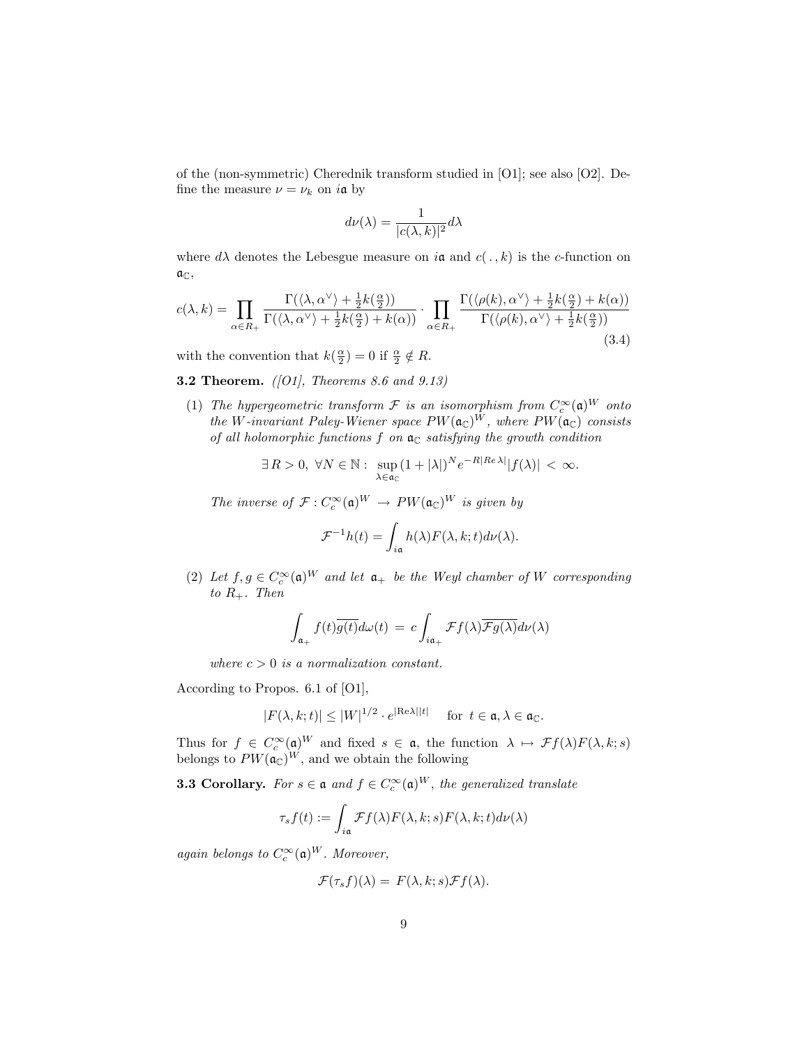of the (non-symmetric) Cherednik transform studied in [O1]; see also [O2]. Define the measure $\nu = \nu_k$ on $i\mathfrak{a}$ by

$$d\nu(\lambda) = \frac{1}{|c(\lambda,k)|^2} d\lambda$$

where $d\lambda$ denotes the Lebesgue measure on $i\mathfrak{a}$ and $c(\,.\,,k)$ is the $c$-function on $\mathfrak{a}_\mathbb{C}$,

$$c(\lambda,k) = \prod_{\alpha\in R_+} \frac{\Gamma(\langle\lambda,\alpha^\vee\rangle + \frac{1}{2}k(\frac{\alpha}{2}))}{\Gamma(\langle\lambda,\alpha^\vee\rangle + \frac{1}{2}k(\frac{\alpha}{2}) + k(\alpha))} \cdot \prod_{\alpha\in R_+} \frac{\Gamma(\langle\rho(k),\alpha^\vee\rangle + \frac{1}{2}k(\frac{\alpha}{2}) + k(\alpha))}{\Gamma(\langle\rho(k),\alpha^\vee\rangle + \frac{1}{2}k(\frac{\alpha}{2}))} \tag{3.4}$$

with the convention that $k(\frac{\alpha}{2}) = 0$ if $\frac{\alpha}{2} \notin R$.

**3.2 Theorem.** *([O1], Theorems 8.6 and 9.13)*

(1) *The hypergeometric transform $\mathcal{F}$ is an isomorphism from $C_c^\infty(\mathfrak{a})^W$ onto the $W$-invariant Paley-Wiener space $PW(\mathfrak{a}_\mathbb{C})^W$, where $PW(\mathfrak{a}_\mathbb{C})$ consists of all holomorphic functions $f$ on $\mathfrak{a}_\mathbb{C}$ satisfying the growth condition*

$$\exists\, R > 0,\ \forall N \in \mathbb{N}: \ \sup_{\lambda\in\mathfrak{a}_\mathbb{C}} (1+|\lambda|)^N e^{-R|Re\,\lambda|}|f(\lambda)| \,<\, \infty.$$

*The inverse of $\mathcal{F} : C_c^\infty(\mathfrak{a})^W \to PW(\mathfrak{a}_\mathbb{C})^W$ is given by*

$$\mathcal{F}^{-1}h(t) = \int_{i\mathfrak{a}} h(\lambda)F(\lambda,k;t)d\nu(\lambda).$$

(2) *Let $f, g \in C_c^\infty(\mathfrak{a})^W$ and let $\mathfrak{a}_+$ be the Weyl chamber of $W$ corresponding to $R_+$. Then*

$$\int_{\mathfrak{a}_+} f(t)\overline{g(t)}d\omega(t) \,=\, c\int_{i\mathfrak{a}_+} \mathcal{F}f(\lambda)\overline{\mathcal{F}g(\lambda)}d\nu(\lambda)$$

*where $c > 0$ is a normalization constant.*

According to Propos. 6.1 of [O1],

$$|F(\lambda,k;t)| \leq |W|^{1/2} \cdot e^{|\mathrm{Re}\lambda||t|} \quad \text{ for } t \in \mathfrak{a}, \lambda \in \mathfrak{a}_\mathbb{C}.$$

Thus for $f \in C_c^\infty(\mathfrak{a})^W$ and fixed $s \in \mathfrak{a}$, the function $\lambda \mapsto \mathcal{F}f(\lambda)F(\lambda,k;s)$ belongs to $PW(\mathfrak{a}_\mathbb{C})^W$, and we obtain the following

**3.3 Corollary.** *For $s \in \mathfrak{a}$ and $f \in C_c^\infty(\mathfrak{a})^W$, the generalized translate*

$$\tau_s f(t) := \int_{i\mathfrak{a}} \mathcal{F}f(\lambda)F(\lambda,k;s)F(\lambda,k;t)d\nu(\lambda)$$

*again belongs to $C_c^\infty(\mathfrak{a})^W$. Moreover,*

$$\mathcal{F}(\tau_s f)(\lambda) = \,F(\lambda,k;s)\mathcal{F}f(\lambda).$$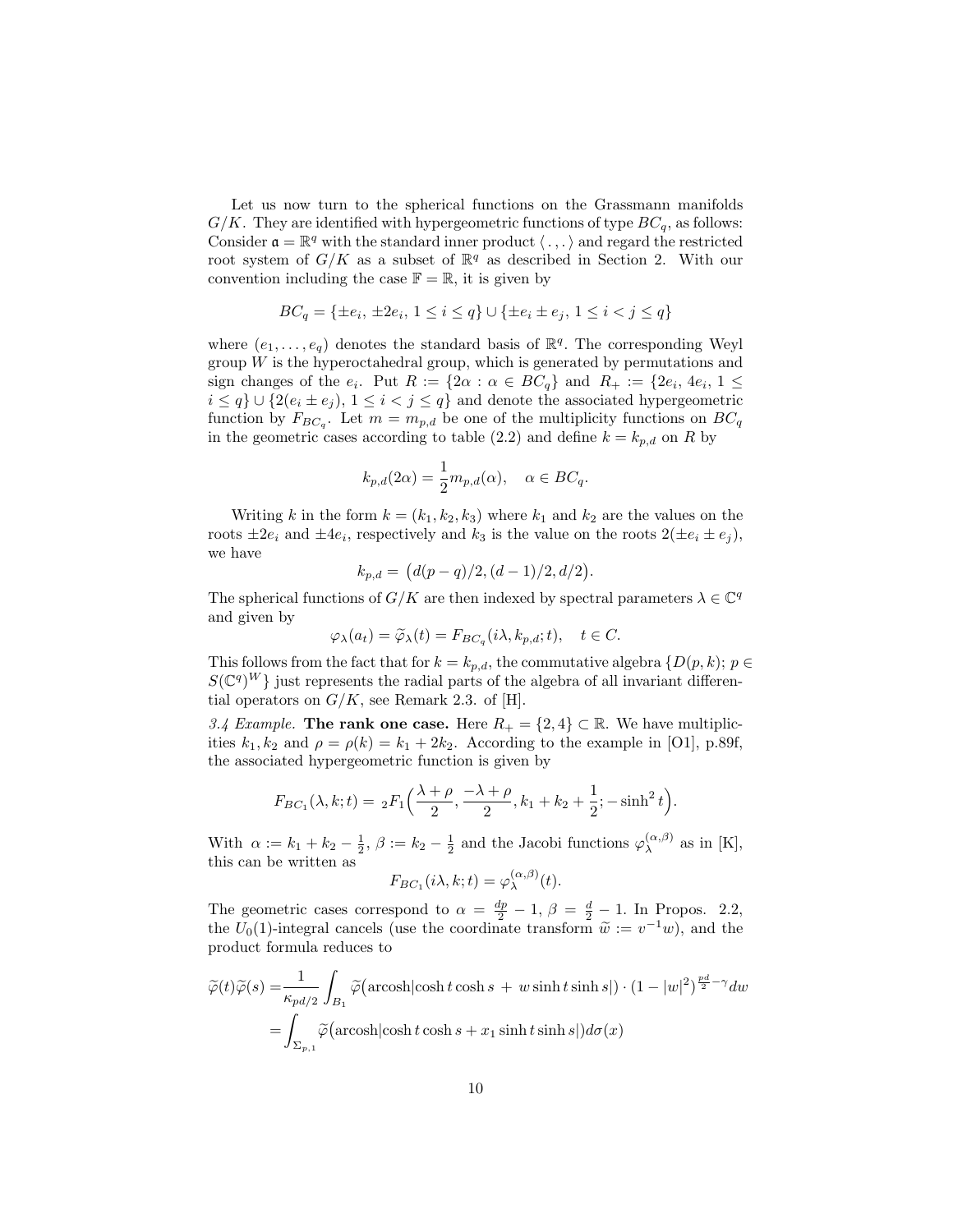Let us now turn to the spherical functions on the Grassmann manifolds $G/K$. They are identified with hypergeometric functions of type $BC_q$, as follows: Consider $\mathfrak{a} = \mathbb{R}^q$ with the standard inner product $\langle\, .\, ,\, .\, \rangle$ and regard the restricted root system of $G/K$ as a subset of $\mathbb{R}^q$ as described in Section 2. With our convention including the case $\mathbb{F} = \mathbb{R}$, it is given by

$$BC_q = \{\pm e_i,\, \pm 2e_i,\, 1 \le i \le q\} \cup \{\pm e_i \pm e_j,\, 1 \le i < j \le q\}$$

where $(e_1, \ldots, e_q)$ denotes the standard basis of $\mathbb{R}^q$. The corresponding Weyl group $W$ is the hyperoctahedral group, which is generated by permutations and sign changes of the $e_i$. Put $R := \{2\alpha : \alpha \in BC_q\}$ and $R_+ := \{2e_i, 4e_i, 1 \le i \le q\} \cup \{2(e_i \pm e_j), 1 \le i < j \le q\}$ and denote the associated hypergeometric function by $F_{BC_q}$. Let $m = m_{p,d}$ be one of the multiplicity functions on $BC_q$ in the geometric cases according to table (2.2) and define $k = k_{p,d}$ on $R$ by

$$k_{p,d}(2\alpha) = \frac{1}{2} m_{p,d}(\alpha), \quad \alpha \in BC_q.$$

Writing $k$ in the form $k = (k_1, k_2, k_3)$ where $k_1$ and $k_2$ are the values on the roots $\pm 2e_i$ and $\pm 4e_i$, respectively and $k_3$ is the value on the roots $2(\pm e_i \pm e_j)$, we have

$$k_{p,d} = \big(d(p-q)/2, (d-1)/2, d/2\big).$$

The spherical functions of $G/K$ are then indexed by spectral parameters $\lambda \in \mathbb{C}^q$ and given by

$$\varphi_\lambda(a_t) = \widetilde{\varphi}_\lambda(t) = F_{BC_q}(i\lambda, k_{p,d}; t), \quad t \in C.$$

This follows from the fact that for $k = k_{p,d}$, the commutative algebra $\{D(p, k);\, p \in S(\mathbb{C}^q)^W\}$ just represents the radial parts of the algebra of all invariant differential operators on $G/K$, see Remark 2.3. of [H].

*3.4 Example.* **The rank one case.** Here $R_+ = \{2, 4\} \subset \mathbb{R}$. We have multiplicities $k_1, k_2$ and $\rho = \rho(k) = k_1 + 2k_2$. According to the example in [O1], p.89f, the associated hypergeometric function is given by

$$F_{BC_1}(\lambda, k; t) = {}_2F_1\Big(\frac{\lambda + \rho}{2}, \frac{-\lambda + \rho}{2}, k_1 + k_2 + \frac{1}{2}; -\sinh^2 t\Big).$$

With $\alpha := k_1 + k_2 - \frac{1}{2}$, $\beta := k_2 - \frac{1}{2}$ and the Jacobi functions $\varphi_\lambda^{(\alpha,\beta)}$ as in [K], this can be written as

$$F_{BC_1}(i\lambda, k; t) = \varphi_\lambda^{(\alpha,\beta)}(t).$$

The geometric cases correspond to $\alpha = \frac{dp}{2} - 1$, $\beta = \frac{d}{2} - 1$. In Propos. 2.2, the $U_0(1)$-integral cancels (use the coordinate transform $\widetilde{w} := v^{-1}w$), and the product formula reduces to

$$\begin{aligned}
\widetilde{\varphi}(t)\widetilde{\varphi}(s) =& \frac{1}{\kappa_{pd/2}} \int_{B_1} \widetilde{\varphi}\big(\text{arcosh}|\cosh t \cosh s \,+\, w \sinh t \sinh s|\big) \cdot (1 - |w|^2)^{\frac{pd}{2} - \gamma} dw \\
=& \int_{\Sigma_{p,1}} \widetilde{\varphi}\big(\text{arcosh}|\cosh t \cosh s + x_1 \sinh t \sinh s|\big) d\sigma(x)
\end{aligned}$$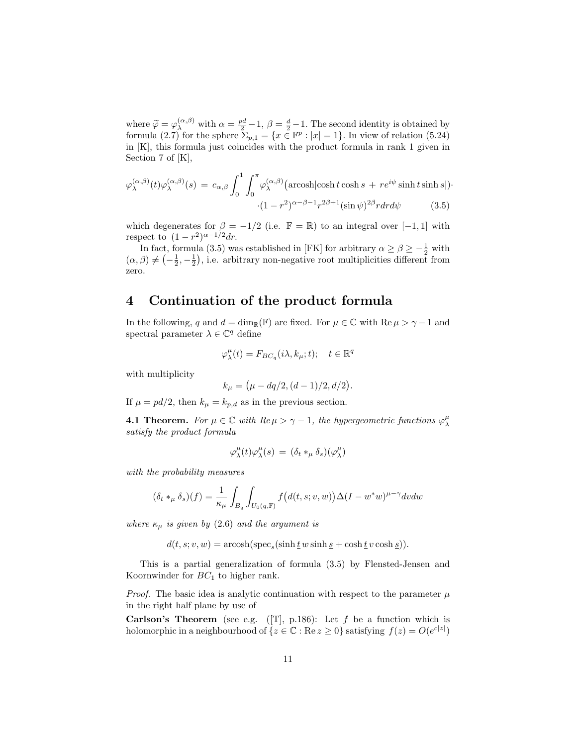where $\widetilde{\varphi} = \varphi_\lambda^{(\alpha,\beta)}$ with $\alpha = \frac{pd}{2} - 1$, $\beta = \frac{d}{2} - 1$. The second identity is obtained by formula (2.7) for the sphere $\Sigma_{p,1} = \{x \in \mathbb{F}^p : |x| = 1\}$. In view of relation (5.24) in [K], this formula just coincides with the product formula in rank 1 given in Section 7 of [K],

$$\varphi_\lambda^{(\alpha,\beta)}(t)\varphi_\lambda^{(\alpha,\beta)}(s) \,=\, c_{\alpha,\beta}\int_0^1\int_0^\pi \varphi_\lambda^{(\alpha,\beta)}\big(\text{arcosh}|\cosh t\cosh s \,+\, re^{i\psi}\sinh t\sinh s|\big)\cdot$$
$$\cdot(1-r^2)^{\alpha-\beta-1}r^{2\beta+1}(\sin\psi)^{2\beta}rdrd\psi \qquad (3.5)$$

which degenerates for $\beta = -1/2$ (i.e. $\mathbb{F} = \mathbb{R}$) to an integral over $[-1,1]$ with respect to $(1-r^2)^{\alpha-1/2}dr$.

In fact, formula (3.5) was established in [FK] for arbitrary $\alpha \geq \beta \geq -\frac{1}{2}$ with $(\alpha,\beta) \neq \left(-\frac{1}{2}, -\frac{1}{2}\right)$, i.e. arbitrary non-negative root multiplicities different from zero.

# 4 Continuation of the product formula

In the following, $q$ and $d = \dim_{\mathbb{R}}(\mathbb{F})$ are fixed. For $\mu \in \mathbb{C}$ with $\text{Re}\,\mu > \gamma - 1$ and spectral parameter $\lambda \in \mathbb{C}^q$ define

$$\varphi_\lambda^\mu(t) = F_{BC_q}(i\lambda, k_\mu; t); \quad t \in \mathbb{R}^q$$

with multiplicity

$$k_\mu = \big(\mu - dq/2, (d-1)/2, d/2\big).$$

If $\mu = pd/2$, then $k_\mu = k_{p,d}$ as in the previous section.

**4.1 Theorem.** *For $\mu \in \mathbb{C}$ with $Re\,\mu > \gamma - 1$, the hypergeometric functions $\varphi_\lambda^\mu$ satisfy the product formula*

$$\varphi_\lambda^\mu(t)\varphi_\lambda^\mu(s) \,=\, (\delta_t *_\mu \delta_s)(\varphi_\lambda^\mu)$$

*with the probability measures*

$$(\delta_t *_\mu \delta_s)(f) = \frac{1}{\kappa_\mu}\int_{B_q}\int_{U_0(q,\mathbb{F})} f\big(d(t,s;v,w)\big)\Delta(I - w^*w)^{\mu-\gamma}dvdw$$

*where $\kappa_\mu$ is given by (2.6) and the argument is*

$$d(t,s;v,w) = \text{arcosh}(\text{spec}_s(\sinh \underline{t}\, w \sinh \underline{s} + \cosh \underline{t}\, v \cosh \underline{s})).$$

This is a partial generalization of formula (3.5) by Flensted-Jensen and Koornwinder for $BC_1$ to higher rank.

*Proof.* The basic idea is analytic continuation with respect to the parameter $\mu$ in the right half plane by use of

**Carlson's Theorem** (see e.g. ([T], p.186): Let $f$ be a function which is holomorphic in a neighbourhood of $\{z \in \mathbb{C} : \text{Re}\, z \geq 0\}$ satisfying $f(z) = O(e^{c|z|})$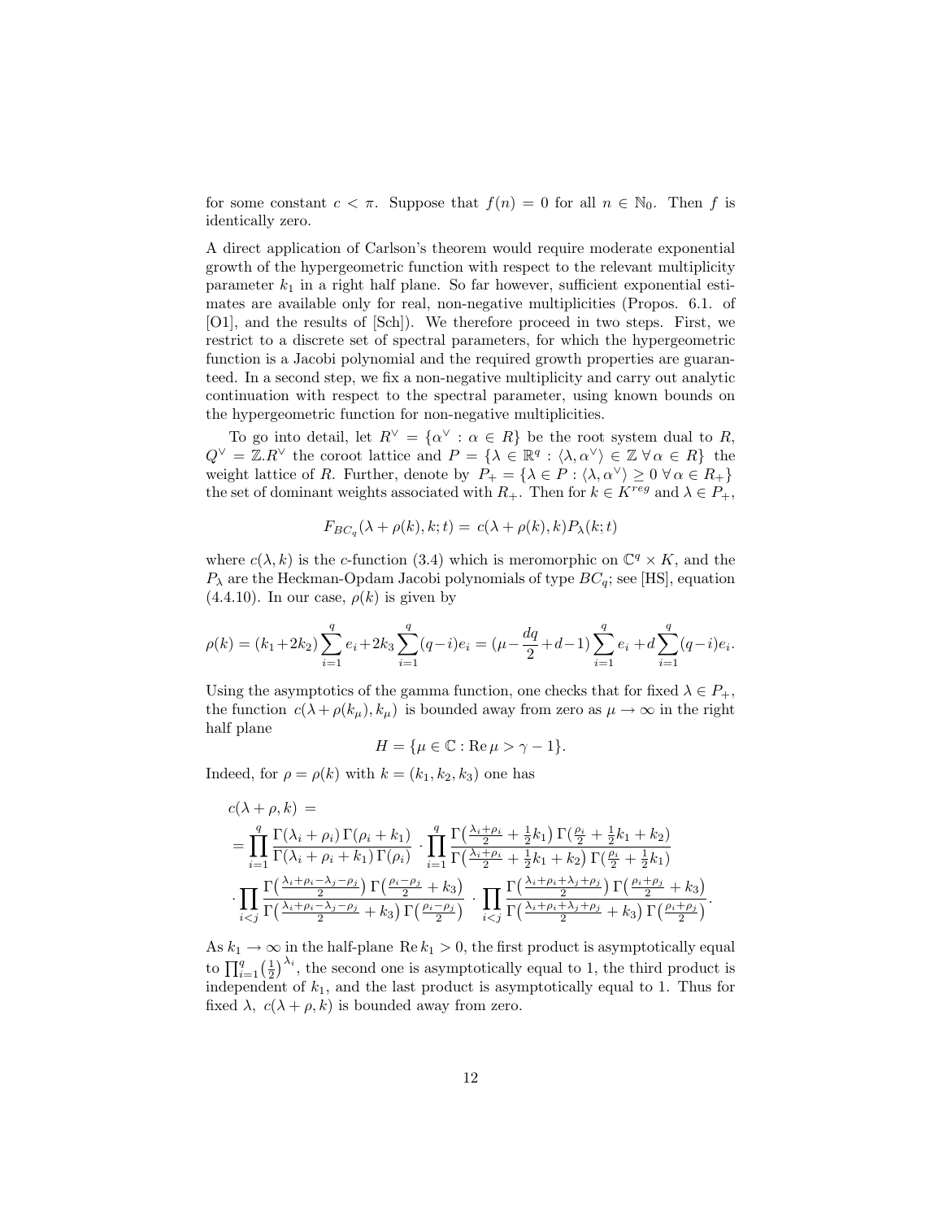for some constant $c < \pi$. Suppose that $f(n) = 0$ for all $n \in \mathbb{N}_0$. Then $f$ is identically zero.

A direct application of Carlson's theorem would require moderate exponential growth of the hypergeometric function with respect to the relevant multiplicity parameter $k_1$ in a right half plane. So far however, sufficient exponential estimates are available only for real, non-negative multiplicities (Propos. 6.1. of [O1], and the results of [Sch]). We therefore proceed in two steps. First, we restrict to a discrete set of spectral parameters, for which the hypergeometric function is a Jacobi polynomial and the required growth properties are guaranteed. In a second step, we fix a non-negative multiplicity and carry out analytic continuation with respect to the spectral parameter, using known bounds on the hypergeometric function for non-negative multiplicities.

To go into detail, let $R^\vee = \{\alpha^\vee : \alpha \in R\}$ be the root system dual to $R$, $Q^\vee = \mathbb{Z}.R^\vee$ the coroot lattice and $P = \{\lambda \in \mathbb{R}^q : \langle \lambda, \alpha^\vee \rangle \in \mathbb{Z} \;\forall\, \alpha \in R\}$ the weight lattice of $R$. Further, denote by $P_+ = \{\lambda \in P : \langle \lambda, \alpha^\vee \rangle \geq 0 \;\forall\, \alpha \in R_+\}$ the set of dominant weights associated with $R_+$. Then for $k \in K^{reg}$ and $\lambda \in P_+$,

$$F_{BC_q}(\lambda + \rho(k), k; t) = c(\lambda + \rho(k), k) P_\lambda(k; t)$$

where $c(\lambda, k)$ is the $c$-function (3.4) which is meromorphic on $\mathbb{C}^q \times K$, and the $P_\lambda$ are the Heckman-Opdam Jacobi polynomials of type $BC_q$; see [HS], equation (4.4.10). In our case, $\rho(k)$ is given by

$$\rho(k) = (k_1 + 2k_2)\sum_{i=1}^q e_i + 2k_3 \sum_{i=1}^q (q-i)e_i = (\mu - \frac{dq}{2} + d - 1)\sum_{i=1}^q e_i + d\sum_{i=1}^q (q-i)e_i.$$

Using the asymptotics of the gamma function, one checks that for fixed $\lambda \in P_+$, the function $c(\lambda + \rho(k_\mu), k_\mu)$ is bounded away from zero as $\mu \to \infty$ in the right half plane

$$H = \{\mu \in \mathbb{C} : \operatorname{Re} \mu > \gamma - 1\}.$$

Indeed, for $\rho = \rho(k)$ with $k = (k_1, k_2, k_3)$ one has

$$\begin{aligned}
&c(\lambda + \rho, k) \;= \\
&= \prod_{i=1}^q \frac{\Gamma(\lambda_i + \rho_i)\,\Gamma(\rho_i + k_1)}{\Gamma(\lambda_i + \rho_i + k_1)\,\Gamma(\rho_i)} \cdot \prod_{i=1}^q \frac{\Gamma\big(\frac{\lambda_i + \rho_i}{2} + \frac{1}{2}k_1\big)\,\Gamma\big(\frac{\rho_i}{2} + \frac{1}{2}k_1 + k_2\big)}{\Gamma\big(\frac{\lambda_i + \rho_i}{2} + \frac{1}{2}k_1 + k_2\big)\,\Gamma\big(\frac{\rho_i}{2} + \frac{1}{2}k_1\big)} \\
&\cdot \prod_{i<j} \frac{\Gamma\big(\frac{\lambda_i + \rho_i - \lambda_j - \rho_j}{2}\big)\,\Gamma\big(\frac{\rho_i - \rho_j}{2} + k_3\big)}{\Gamma\big(\frac{\lambda_i + \rho_i - \lambda_j - \rho_j}{2} + k_3\big)\,\Gamma\big(\frac{\rho_i - \rho_j}{2}\big)} \cdot \prod_{i<j} \frac{\Gamma\big(\frac{\lambda_i + \rho_i + \lambda_j + \rho_j}{2}\big)\,\Gamma\big(\frac{\rho_i + \rho_j}{2} + k_3\big)}{\Gamma\big(\frac{\lambda_i + \rho_i + \lambda_j + \rho_j}{2} + k_3\big)\,\Gamma\big(\frac{\rho_i + \rho_j}{2}\big)}.
\end{aligned}$$

As $k_1 \to \infty$ in the half-plane $\operatorname{Re} k_1 > 0$, the first product is asymptotically equal to $\prod_{i=1}^q \big(\frac{1}{2}\big)^{\lambda_i}$, the second one is asymptotically equal to 1, the third product is independent of $k_1$, and the last product is asymptotically equal to 1. Thus for fixed $\lambda$, $c(\lambda + \rho, k)$ is bounded away from zero.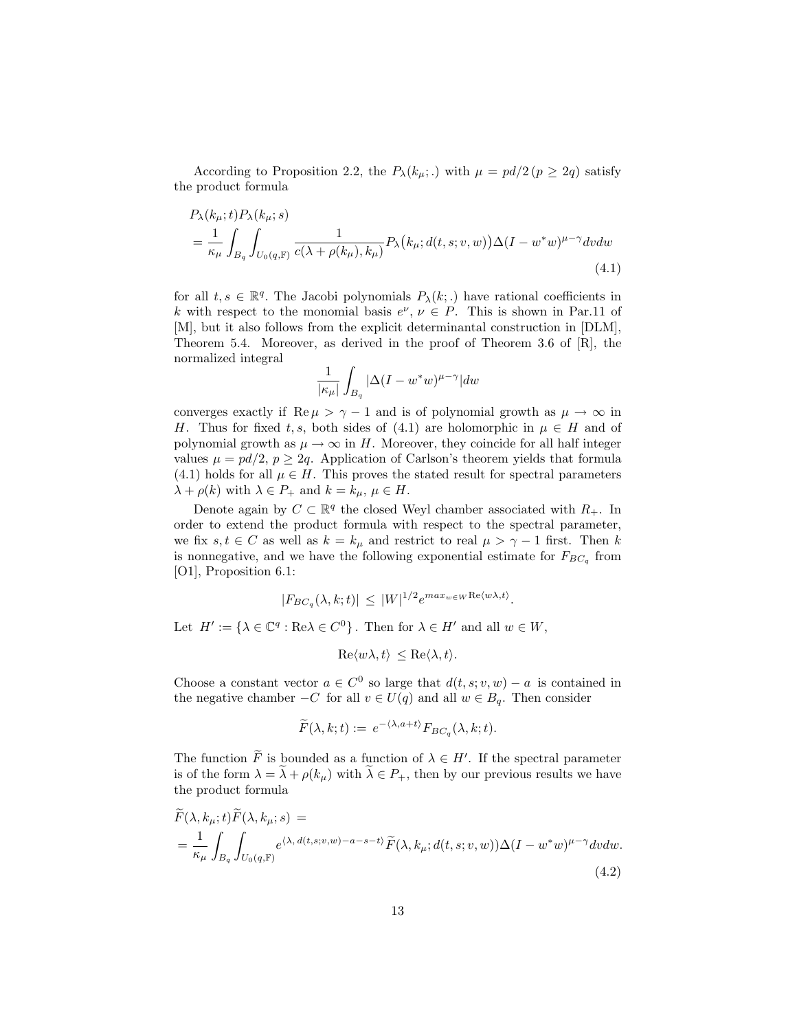According to Proposition 2.2, the $P_\lambda(k_\mu;.)$ with $\mu = pd/2\,(p \geq 2q)$ satisfy the product formula

$$\begin{aligned}
&P_\lambda(k_\mu;t)P_\lambda(k_\mu;s) \\
&= \frac{1}{\kappa_\mu}\int_{B_q}\int_{U_0(q,\mathbb{F})} \frac{1}{c(\lambda+\rho(k_\mu),k_\mu)} P_\lambda\big(k_\mu;d(t,s;v,w)\big)\Delta(I-w^*w)^{\mu-\gamma}dvdw
\end{aligned} \tag{4.1}$$

for all $t,s \in \mathbb{R}^q$. The Jacobi polynomials $P_\lambda(k;.)$ have rational coefficients in $k$ with respect to the monomial basis $e^\nu$, $\nu \in P$. This is shown in Par.11 of [M], but it also follows from the explicit determinantal construction in [DLM], Theorem 5.4. Moreover, as derived in the proof of Theorem 3.6 of [R], the normalized integral

$$\frac{1}{|\kappa_\mu|}\int_{B_q} |\Delta(I-w^*w)^{\mu-\gamma}|dw$$

converges exactly if $\text{Re}\,\mu > \gamma - 1$ and is of polynomial growth as $\mu \to \infty$ in $H$. Thus for fixed $t,s$, both sides of (4.1) are holomorphic in $\mu \in H$ and of polynomial growth as $\mu \to \infty$ in $H$. Moreover, they coincide for all half integer values $\mu = pd/2$, $p \geq 2q$. Application of Carlson's theorem yields that formula (4.1) holds for all $\mu \in H$. This proves the stated result for spectral parameters $\lambda + \rho(k)$ with $\lambda \in P_+$ and $k = k_\mu$, $\mu \in H$.

Denote again by $C \subset \mathbb{R}^q$ the closed Weyl chamber associated with $R_+$. In order to extend the product formula with respect to the spectral parameter, we fix $s,t \in C$ as well as $k = k_\mu$ and restrict to real $\mu > \gamma - 1$ first. Then $k$ is nonnegative, and we have the following exponential estimate for $F_{BC_q}$ from [O1], Proposition 6.1:

$$|F_{BC_q}(\lambda,k;t)| \,\leq\, |W|^{1/2}e^{max_{w\in W}\text{Re}\langle w\lambda,t\rangle}.$$

Let $H' := \{\lambda \in \mathbb{C}^q : \text{Re}\lambda \in C^0\}$. Then for $\lambda \in H'$ and all $w \in W$,

$$\text{Re}\langle w\lambda,t\rangle \,\leq \text{Re}\langle \lambda,t\rangle.$$

Choose a constant vector $a \in C^0$ so large that $d(t,s;v,w) - a$ is contained in the negative chamber $-C$ for all $v \in U(q)$ and all $w \in B_q$. Then consider

$$\widetilde{F}(\lambda,k;t) := \, e^{-\langle\lambda,a+t\rangle}F_{BC_q}(\lambda,k;t).$$

The function $\widetilde{F}$ is bounded as a function of $\lambda \in H'$. If the spectral parameter is of the form $\lambda = \widetilde{\lambda} + \rho(k_\mu)$ with $\widetilde{\lambda} \in P_+$, then by our previous results we have the product formula

$$\begin{aligned}
&\widetilde{F}(\lambda,k_\mu;t)\widetilde{F}(\lambda,k_\mu;s) \,= \\
&= \frac{1}{\kappa_\mu}\int_{B_q}\int_{U_0(q,\mathbb{F})} e^{\langle\lambda,\,d(t,s;v,w)-a-s-t\rangle}\widetilde{F}(\lambda,k_\mu;d(t,s;v,w))\Delta(I-w^*w)^{\mu-\gamma}dvdw.
\end{aligned} \tag{4.2}$$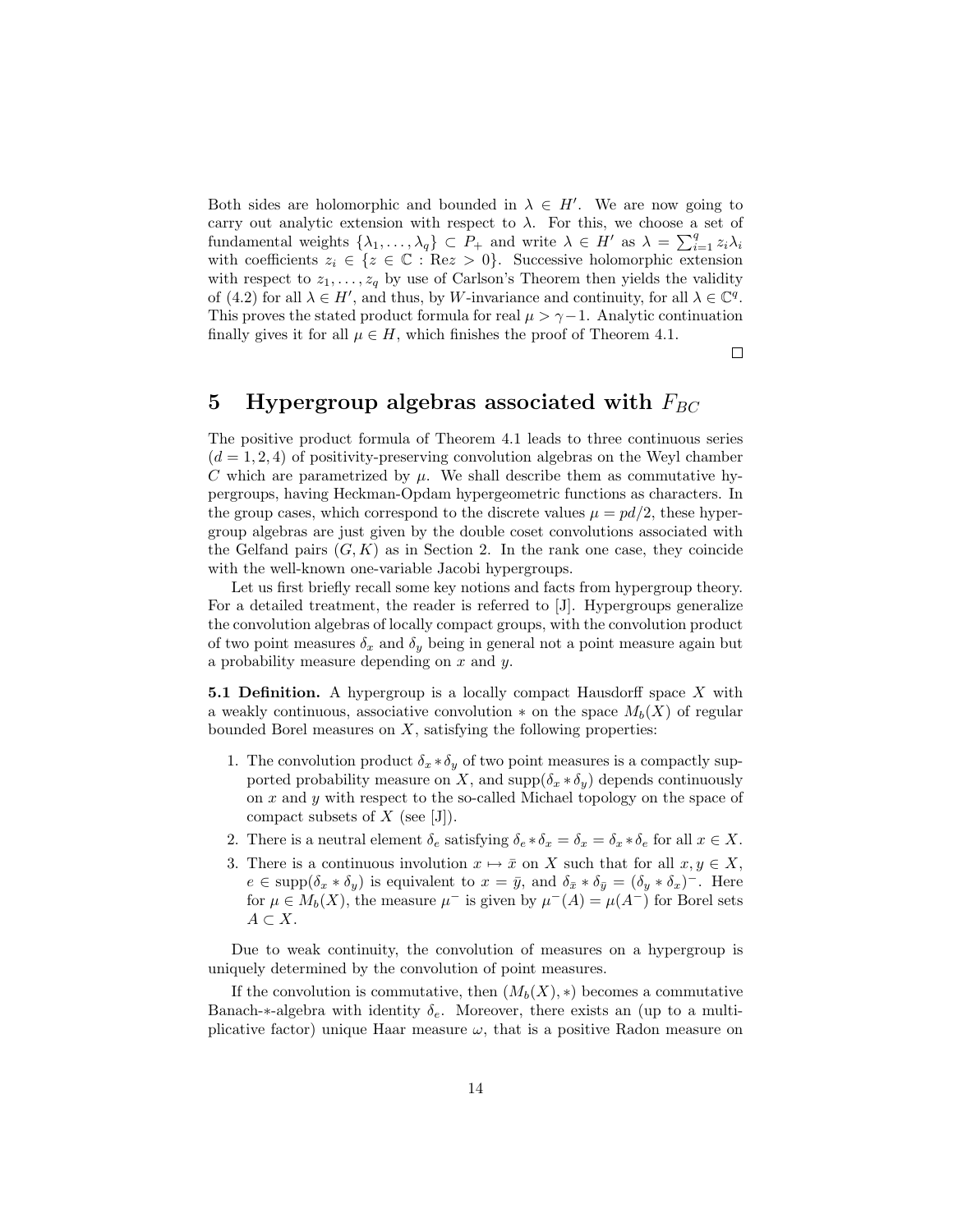Both sides are holomorphic and bounded in $\lambda \in H'$. We are now going to carry out analytic extension with respect to $\lambda$. For this, we choose a set of fundamental weights $\{\lambda_1, \ldots, \lambda_q\} \subset P_+$ and write $\lambda \in H'$ as $\lambda = \sum_{i=1}^q z_i \lambda_i$ with coefficients $z_i \in \{z \in \mathbb{C} : \text{Re} z > 0\}$. Successive holomorphic extension with respect to $z_1, \ldots, z_q$ by use of Carlson's Theorem then yields the validity of (4.2) for all $\lambda \in H'$, and thus, by $W$-invariance and continuity, for all $\lambda \in \mathbb{C}^q$. This proves the stated product formula for real $\mu > \gamma - 1$. Analytic continuation finally gives it for all $\mu \in H$, which finishes the proof of Theorem 4.1.

□

## 5 Hypergroup algebras associated with $F_{BC}$

The positive product formula of Theorem 4.1 leads to three continuous series ($d = 1, 2, 4$) of positivity-preserving convolution algebras on the Weyl chamber $C$ which are parametrized by $\mu$. We shall describe them as commutative hypergroups, having Heckman-Opdam hypergeometric functions as characters. In the group cases, which correspond to the discrete values $\mu = pd/2$, these hypergroup algebras are just given by the double coset convolutions associated with the Gelfand pairs $(G, K)$ as in Section 2. In the rank one case, they coincide with the well-known one-variable Jacobi hypergroups.

Let us first briefly recall some key notions and facts from hypergroup theory. For a detailed treatment, the reader is referred to [J]. Hypergroups generalize the convolution algebras of locally compact groups, with the convolution product of two point measures $\delta_x$ and $\delta_y$ being in general not a point measure again but a probability measure depending on $x$ and $y$.

**5.1 Definition.** A hypergroup is a locally compact Hausdorff space $X$ with a weakly continuous, associative convolution $*$ on the space $M_b(X)$ of regular bounded Borel measures on $X$, satisfying the following properties:

1. The convolution product $\delta_x * \delta_y$ of two point measures is a compactly supported probability measure on $X$, and $\text{supp}(\delta_x * \delta_y)$ depends continuously on $x$ and $y$ with respect to the so-called Michael topology on the space of compact subsets of $X$ (see [J]).
2. There is a neutral element $\delta_e$ satisfying $\delta_e * \delta_x = \delta_x = \delta_x * \delta_e$ for all $x \in X$.
3. There is a continuous involution $x \mapsto \bar{x}$ on $X$ such that for all $x, y \in X$, $e \in \text{supp}(\delta_x * \delta_y)$ is equivalent to $x = \bar{y}$, and $\delta_{\bar{x}} * \delta_{\bar{y}} = (\delta_y * \delta_x)^-$. Here for $\mu \in M_b(X)$, the measure $\mu^-$ is given by $\mu^-(A) = \mu(A^-)$ for Borel sets $A \subset X$.

Due to weak continuity, the convolution of measures on a hypergroup is uniquely determined by the convolution of point measures.

If the convolution is commutative, then $(M_b(X), *)$ becomes a commutative Banach-$*$-algebra with identity $\delta_e$. Moreover, there exists an (up to a multiplicative factor) unique Haar measure $\omega$, that is a positive Radon measure on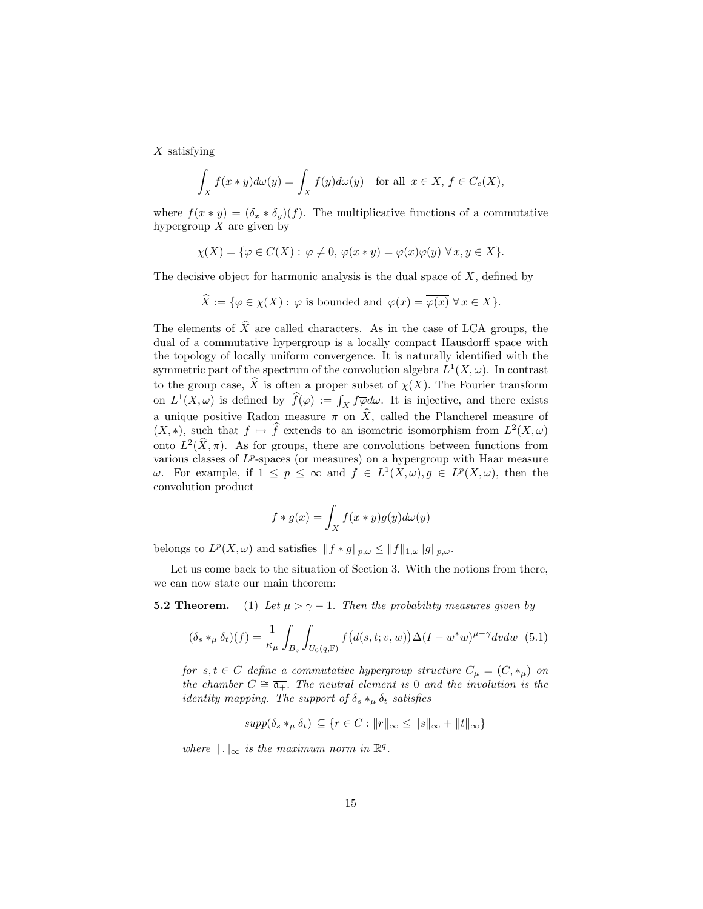$X$ satisfying

$$\int_X f(x*y)d\omega(y) = \int_X f(y)d\omega(y) \quad \text{for all } x \in X,\ f \in C_c(X),$$

where $f(x*y) = (\delta_x * \delta_y)(f)$. The multiplicative functions of a commutative hypergroup $X$ are given by

$$\chi(X) = \{\varphi \in C(X) : \varphi \neq 0,\ \varphi(x*y) = \varphi(x)\varphi(y)\ \forall\, x, y \in X\}.$$

The decisive object for harmonic analysis is the dual space of $X$, defined by

$$\widehat{X} := \{\varphi \in \chi(X) : \varphi \text{ is bounded and } \varphi(\overline{x}) = \overline{\varphi(x)}\ \forall\, x \in X\}.$$

The elements of $\widehat{X}$ are called characters. As in the case of LCA groups, the dual of a commutative hypergroup is a locally compact Hausdorff space with the topology of locally uniform convergence. It is naturally identified with the symmetric part of the spectrum of the convolution algebra $L^1(X,\omega)$. In contrast to the group case, $\widehat{X}$ is often a proper subset of $\chi(X)$. The Fourier transform on $L^1(X,\omega)$ is defined by $\widehat{f}(\varphi) := \int_X f\overline{\varphi}d\omega$. It is injective, and there exists a unique positive Radon measure $\pi$ on $\widehat{X}$, called the Plancherel measure of $(X,*)$, such that $f \mapsto \widehat{f}$ extends to an isometric isomorphism from $L^2(X,\omega)$ onto $L^2(\widehat{X},\pi)$. As for groups, there are convolutions between functions from various classes of $L^p$-spaces (or measures) on a hypergroup with Haar measure $\omega$. For example, if $1 \leq p \leq \infty$ and $f \in L^1(X,\omega), g \in L^p(X,\omega)$, then the convolution product

$$f * g(x) = \int_X f(x*\overline{y})g(y)d\omega(y)$$

belongs to $L^p(X,\omega)$ and satisfies $\|f*g\|_{p,\omega} \leq \|f\|_{1,\omega}\|g\|_{p,\omega}$.

Let us come back to the situation of Section 3. With the notions from there, we can now state our main theorem:

**5.2 Theorem.** (1) *Let $\mu > \gamma - 1$. Then the probability measures given by*

$$(\delta_s *_\mu \delta_t)(f) = \frac{1}{\kappa_\mu}\int_{B_q}\int_{U_0(q,\mathbb{F})} f\big(d(s,t;v,w)\big)\Delta(I - w^*w)^{\mu-\gamma}dvdw \quad (5.1)$$

*for $s,t \in C$ define a commutative hypergroup structure $C_\mu = (C, *_\mu)$ on the chamber $C \cong \overline{\mathfrak{a}_+}$. The neutral element is $0$ and the involution is the identity mapping. The support of $\delta_s *_\mu \delta_t$ satisfies*

$$supp(\delta_s *_\mu \delta_t) \subseteq \{r \in C : \|r\|_\infty \leq \|s\|_\infty + \|t\|_\infty\}$$

*where $\|\,.\|_\infty$ is the maximum norm in $\mathbb{R}^q$.*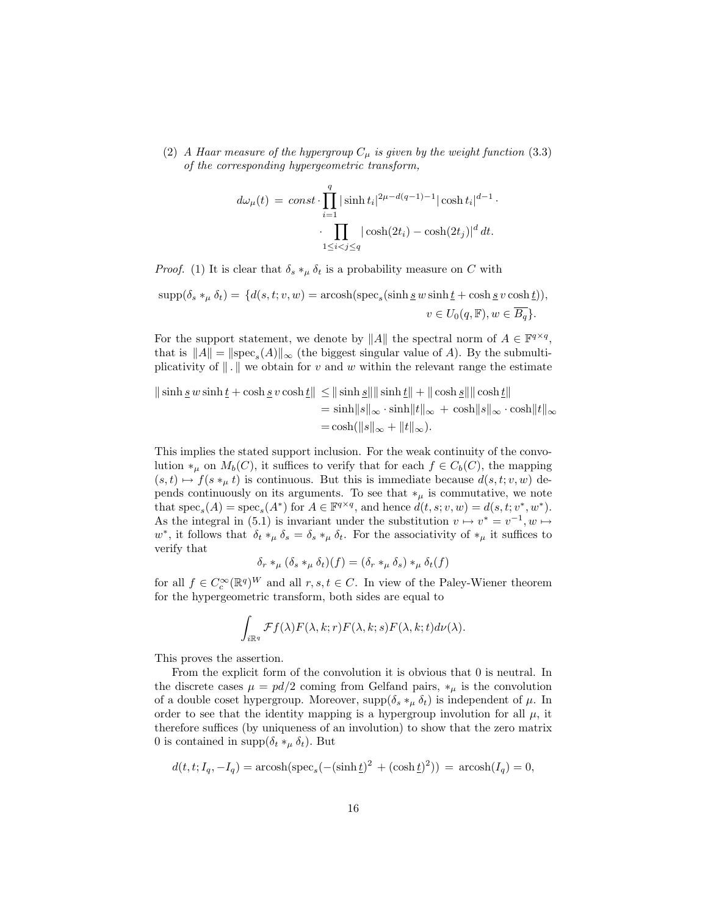(2) *A Haar measure of the hypergroup $C_\mu$ is given by the weight function* (3.3) *of the corresponding hypergeometric transform,*

$$d\omega_\mu(t) \,=\, const \cdot \prod_{i=1}^{q} |\sinh t_i|^{2\mu - d(q-1)-1} |\cosh t_i|^{d-1} \cdot \\ \cdot \prod_{1\leq i<j\leq q} |\cosh(2t_i) - \cosh(2t_j)|^d \, dt.$$

*Proof.* (1) It is clear that $\delta_s *_\mu \delta_t$ is a probability measure on $C$ with

$$\text{supp}(\delta_s *_\mu \delta_t) = \{d(s,t;v,w) = \text{arcosh}(\text{spec}_s(\sinh \underline{s}\, w \sinh \underline{t} + \cosh \underline{s}\, v \cosh \underline{t})), \\ v \in U_0(q,\mathbb{F}), w \in \overline{B_q}\}.$$

For the support statement, we denote by $\|A\|$ the spectral norm of $A \in \mathbb{F}^{q\times q}$, that is $\|A\| = \|\text{spec}_s(A)\|_\infty$ (the biggest singular value of $A$). By the submultiplicativity of $\|\,.\,\|$ we obtain for $v$ and $w$ within the relevant range the estimate

$$\begin{aligned} \|\sinh \underline{s}\, w \sinh \underline{t} + \cosh \underline{s}\, v \cosh \underline{t}\| \,&\leq \|\sinh \underline{s}\| \|\sinh \underline{t}\| + \|\cosh \underline{s}\| \|\cosh \underline{t}\| \\ &= \sinh\|s\|_\infty \cdot \sinh\|t\|_\infty \,+\, \cosh\|s\|_\infty \cdot \cosh\|t\|_\infty \\ &= \cosh(\|s\|_\infty + \|t\|_\infty). \end{aligned}$$

This implies the stated support inclusion. For the weak continuity of the convolution $*_\mu$ on $M_b(C)$, it suffices to verify that for each $f \in C_b(C)$, the mapping $(s,t) \mapsto f(s *_\mu t)$ is continuous. But this is immediate because $d(s,t;v,w)$ depends continuously on its arguments. To see that $*_\mu$ is commutative, we note that $\text{spec}_s(A) = \text{spec}_s(A^*)$ for $A \in \mathbb{F}^{q\times q}$, and hence $d(t,s;v,w) = d(s,t;v^*,w^*)$. As the integral in (5.1) is invariant under the substitution $v \mapsto v^* = v^{-1}, w \mapsto w^*$, it follows that $\delta_t *_\mu \delta_s = \delta_s *_\mu \delta_t$. For the associativity of $*_\mu$ it suffices to verify that

$$\delta_r *_\mu (\delta_s *_\mu \delta_t)(f) = (\delta_r *_\mu \delta_s) *_\mu \delta_t(f)$$

for all $f \in C_c^\infty(\mathbb{R}^q)^W$ and all $r,s,t \in C$. In view of the Paley-Wiener theorem for the hypergeometric transform, both sides are equal to

$$\int_{i\mathbb{R}^q} \mathcal{F}f(\lambda) F(\lambda,k;r) F(\lambda,k;s) F(\lambda,k;t) d\nu(\lambda).$$

This proves the assertion.

From the explicit form of the convolution it is obvious that 0 is neutral. In the discrete cases $\mu = pd/2$ coming from Gelfand pairs, $*_\mu$ is the convolution of a double coset hypergroup. Moreover, $\text{supp}(\delta_s *_\mu \delta_t)$ is independent of $\mu$. In order to see that the identity mapping is a hypergroup involution for all $\mu$, it therefore suffices (by uniqueness of an involution) to show that the zero matrix 0 is contained in $\text{supp}(\delta_t *_\mu \delta_t)$. But

$$d(t,t;I_q,-I_q) = \text{arcosh}(\text{spec}_s(-(\sinh \underline{t})^2 \,+ (\cosh \underline{t})^2)) \,=\, \text{arcosh}(I_q) = 0,$$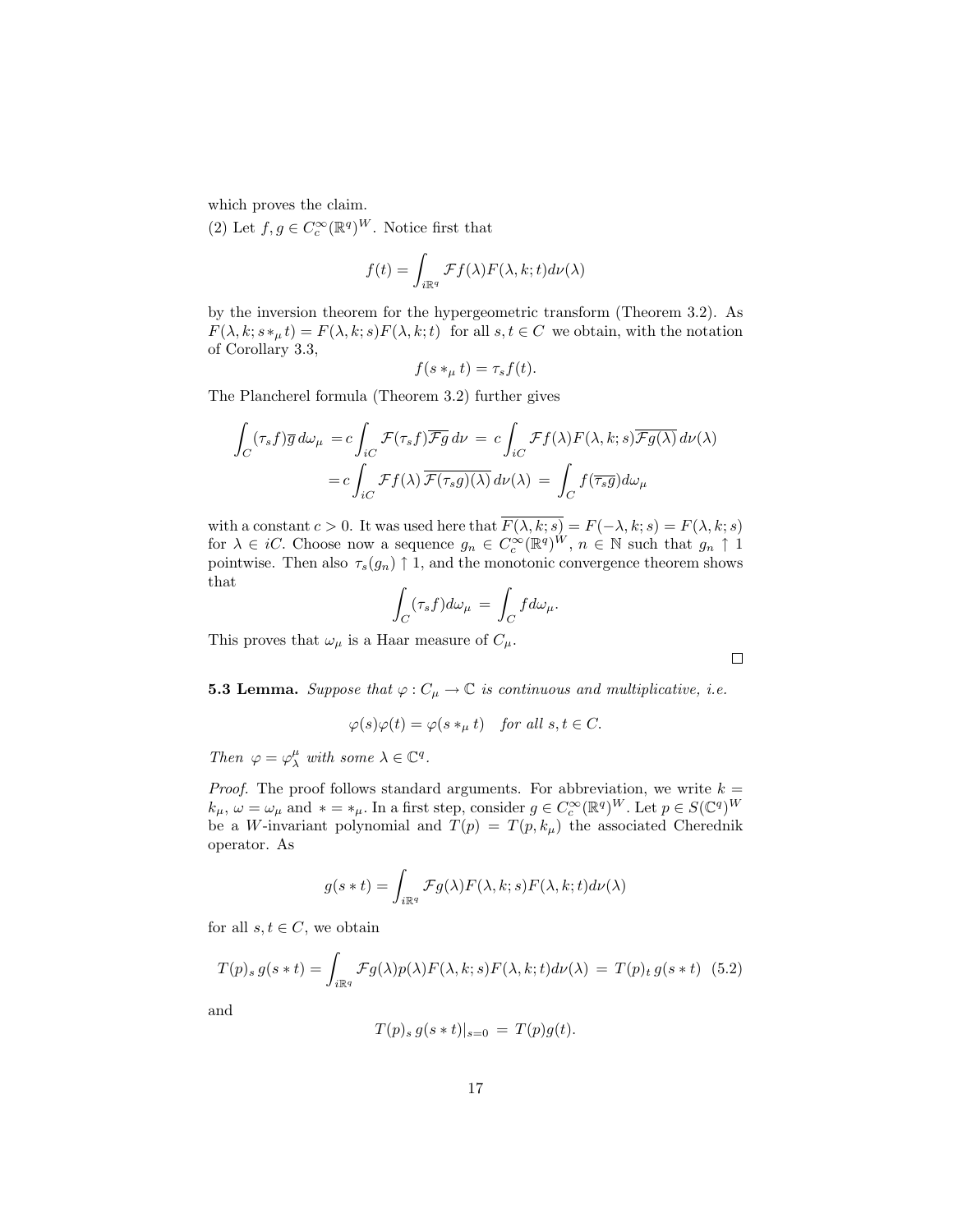which proves the claim.

(2) Let $f, g \in C_c^\infty(\mathbb{R}^q)^W$. Notice first that

$$f(t) = \int_{i\mathbb{R}^q} \mathcal{F}f(\lambda)F(\lambda, k; t)d\nu(\lambda)$$

by the inversion theorem for the hypergeometric transform (Theorem 3.2). As $F(\lambda, k; s *_\mu t) = F(\lambda, k; s)F(\lambda, k; t)$ for all $s, t \in C$ we obtain, with the notation of Corollary 3.3,

$$f(s *_\mu t) = \tau_s f(t).$$

The Plancherel formula (Theorem 3.2) further gives

$$\begin{aligned}
\int_C (\tau_s f)\overline{g}\, d\omega_\mu &= c \int_{iC} \mathcal{F}(\tau_s f)\overline{\mathcal{F}g}\, d\nu \;=\; c\int_{iC} \mathcal{F}f(\lambda)F(\lambda, k; s)\overline{\mathcal{F}g(\lambda)}\, d\nu(\lambda) \\
&= c \int_{iC} \mathcal{F}f(\lambda)\, \overline{\mathcal{F}(\tau_s g)(\lambda)}\, d\nu(\lambda) \;=\; \int_C f(\overline{\tau_s g})d\omega_\mu
\end{aligned}$$

with a constant $c > 0$. It was used here that $\overline{F(\lambda, k; s)} = F(-\lambda, k; s) = F(\lambda, k; s)$ for $\lambda \in iC$. Choose now a sequence $g_n \in C_c^\infty(\mathbb{R}^q)^W$, $n \in \mathbb{N}$ such that $g_n \uparrow 1$ pointwise. Then also $\tau_s(g_n) \uparrow 1$, and the monotonic convergence theorem shows that

$$\int_C (\tau_s f) d\omega_\mu \;=\; \int_C f d\omega_\mu.$$

This proves that $\omega_\mu$ is a Haar measure of $C_\mu$.

□

**5.3 Lemma.** *Suppose that $\varphi : C_\mu \to \mathbb{C}$ is continuous and multiplicative, i.e.*

$$\varphi(s)\varphi(t) = \varphi(s *_\mu t) \quad \textit{for all } s, t \in C.$$

*Then $\varphi = \varphi_\lambda^\mu$ with some $\lambda \in \mathbb{C}^q$.*

*Proof.* The proof follows standard arguments. For abbreviation, we write $k = k_\mu$, $\omega = \omega_\mu$ and $* = *_\mu$. In a first step, consider $g \in C_c^\infty(\mathbb{R}^q)^W$. Let $p \in S(\mathbb{C}^q)^W$ be a $W$-invariant polynomial and $T(p) = T(p, k_\mu)$ the associated Cherednik operator. As

$$g(s * t) = \int_{i\mathbb{R}^q} \mathcal{F}g(\lambda)F(\lambda, k; s)F(\lambda, k; t)d\nu(\lambda)$$

for all $s, t \in C$, we obtain

$$T(p)_s\, g(s * t) = \int_{i\mathbb{R}^q} \mathcal{F}g(\lambda)p(\lambda)F(\lambda, k; s)F(\lambda, k; t)d\nu(\lambda) \;=\; T(p)_t\, g(s * t) \quad (5.2)$$

and

$$T(p)_s\, g(s * t)|_{s=0} \;=\; T(p)g(t).$$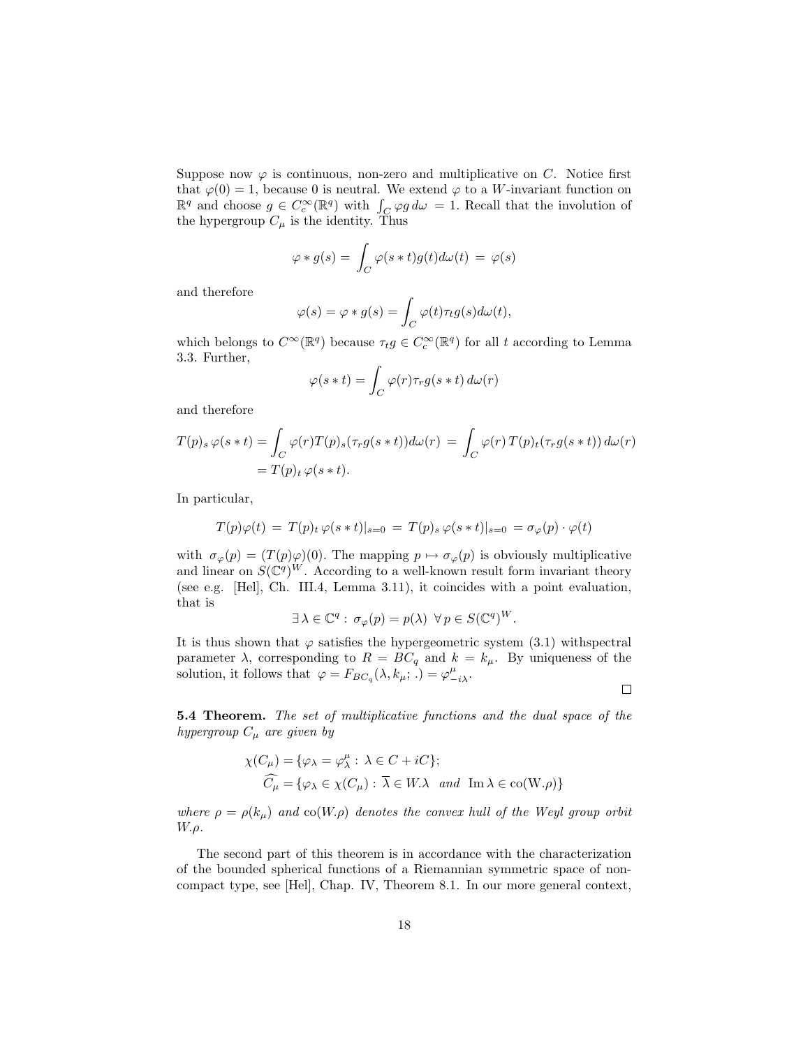Suppose now $\varphi$ is continuous, non-zero and multiplicative on $C$. Notice first that $\varphi(0) = 1$, because 0 is neutral. We extend $\varphi$ to a $W$-invariant function on $\mathbb{R}^q$ and choose $g \in C_c^\infty(\mathbb{R}^q)$ with $\int_C \varphi g \, d\omega = 1$. Recall that the involution of the hypergroup $C_\mu$ is the identity. Thus

$$\varphi * g(s) = \int_C \varphi(s * t) g(t) d\omega(t) \, = \, \varphi(s)$$

and therefore

$$\varphi(s) = \varphi * g(s) = \int_C \varphi(t) \tau_t g(s) d\omega(t),$$

which belongs to $C^\infty(\mathbb{R}^q)$ because $\tau_t g \in C_c^\infty(\mathbb{R}^q)$ for all $t$ according to Lemma 3.3. Further,

$$\varphi(s * t) = \int_C \varphi(r) \tau_r g(s * t) \, d\omega(r)$$

and therefore

$$\begin{aligned} T(p)_s \, \varphi(s * t) &= \int_C \varphi(r) T(p)_s (\tau_r g(s * t)) d\omega(r) \, = \, \int_C \varphi(r) \, T(p)_t (\tau_r g(s * t)) \, d\omega(r) \\ &= T(p)_t \, \varphi(s * t). \end{aligned}$$

In particular,

$$T(p)\varphi(t) \, = \, T(p)_t \, \varphi(s * t)|_{s=0} \, = \, T(p)_s \, \varphi(s * t)|_{s=0} \, = \sigma_\varphi(p) \cdot \varphi(t)$$

with $\sigma_\varphi(p) = (T(p)\varphi)(0)$. The mapping $p \mapsto \sigma_\varphi(p)$ is obviously multiplicative and linear on $S(\mathbb{C}^q)^W$. According to a well-known result form invariant theory (see e.g. [Hel], Ch. III.4, Lemma 3.11), it coincides with a point evaluation, that is

$$\exists \, \lambda \in \mathbb{C}^q : \, \sigma_\varphi(p) = p(\lambda) \;\; \forall \, p \in S(\mathbb{C}^q)^W.$$

It is thus shown that $\varphi$ satisfies the hypergeometric system (3.1) withspectral parameter $\lambda$, corresponding to $R = BC_q$ and $k = k_\mu$. By uniqueness of the solution, it follows that $\varphi = F_{BC_q}(\lambda, k_\mu; \, .) = \varphi^\mu_{-i\lambda}$. $\square$

**5.4 Theorem.** *The set of multiplicative functions and the dual space of the hypergroup* $C_\mu$ *are given by*

$$\begin{aligned} \chi(C_\mu) &= \{\varphi_\lambda = \varphi^\mu_\lambda : \, \lambda \in C + iC\}; \\ \widehat{C_\mu} &= \{\varphi_\lambda \in \chi(C_\mu) : \, \overline{\lambda} \in W.\lambda \;\; \text{and} \;\; \text{Im}\, \lambda \in \text{co}(\text{W}.\rho)\} \end{aligned}$$

*where* $\rho = \rho(k_\mu)$ *and* $\text{co}(W.\rho)$ *denotes the convex hull of the Weyl group orbit* $W.\rho$.

The second part of this theorem is in accordance with the characterization of the bounded spherical functions of a Riemannian symmetric space of non-compact type, see [Hel], Chap. IV, Theorem 8.1. In our more general context,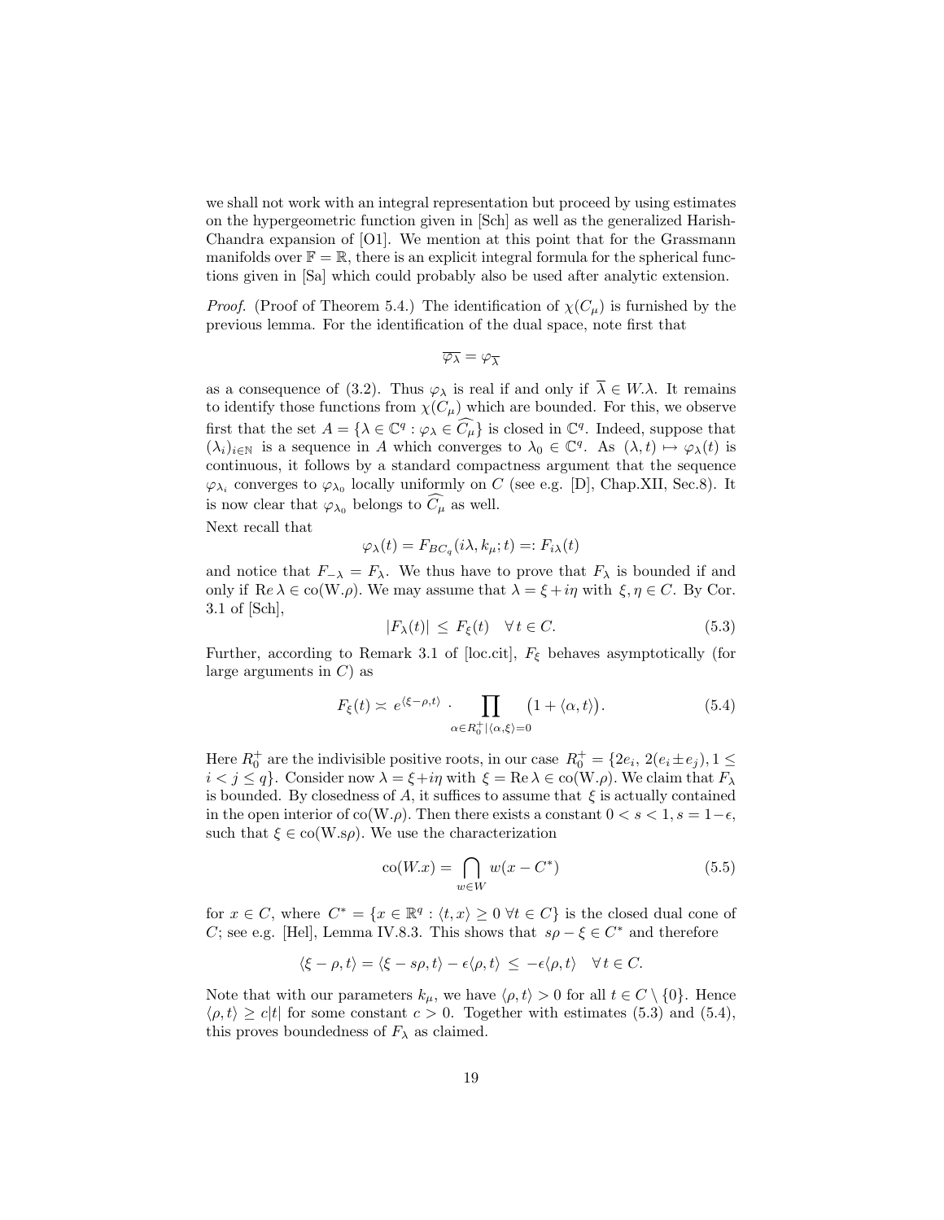we shall not work with an integral representation but proceed by using estimates on the hypergeometric function given in [Sch] as well as the generalized Harish-Chandra expansion of [O1]. We mention at this point that for the Grassmann manifolds over $\mathbb{F} = \mathbb{R}$, there is an explicit integral formula for the spherical functions given in [Sa] which could probably also be used after analytic extension.

*Proof.* (Proof of Theorem 5.4.) The identification of $\chi(C_\mu)$ is furnished by the previous lemma. For the identification of the dual space, note first that

$$\overline{\varphi_\lambda} = \varphi_{\overline{\lambda}}$$

as a consequence of (3.2). Thus $\varphi_\lambda$ is real if and only if $\overline{\lambda} \in W.\lambda$. It remains to identify those functions from $\chi(C_\mu)$ which are bounded. For this, we observe first that the set $A = \{\lambda \in \mathbb{C}^q : \varphi_\lambda \in \widehat{C_\mu}\}$ is closed in $\mathbb{C}^q$. Indeed, suppose that $(\lambda_i)_{i\in\mathbb{N}}$ is a sequence in $A$ which converges to $\lambda_0 \in \mathbb{C}^q$. As $(\lambda, t) \mapsto \varphi_\lambda(t)$ is continuous, it follows by a standard compactness argument that the sequence $\varphi_{\lambda_i}$ converges to $\varphi_{\lambda_0}$ locally uniformly on $C$ (see e.g. [D], Chap.XII, Sec.8). It is now clear that $\varphi_{\lambda_0}$ belongs to $\widehat{C_\mu}$ as well.

Next recall that

$$\varphi_\lambda(t) = F_{BC_q}(i\lambda, k_\mu; t) =: F_{i\lambda}(t)$$

and notice that $F_{-\lambda} = F_\lambda$. We thus have to prove that $F_\lambda$ is bounded if and only if $\operatorname{Re}\lambda \in \operatorname{co}(\mathrm{W}.\rho)$. We may assume that $\lambda = \xi + i\eta$ with $\xi, \eta \in C$. By Cor. 3.1 of [Sch],

$$|F_\lambda(t)| \,\leq\, F_\xi(t) \quad \forall\, t \in C. \tag{5.3}$$

Further, according to Remark 3.1 of [loc.cit], $F_\xi$ behaves asymptotically (for large arguments in $C$) as

$$F_\xi(t) \asymp e^{\langle \xi - \rho, t\rangle} \cdot \prod_{\alpha \in R_0^+ \,|\, \langle \alpha, \xi\rangle = 0} \big(1 + \langle \alpha, t\rangle\big). \tag{5.4}$$

Here $R_0^+$ are the indivisible positive roots, in our case $R_0^+ = \{2e_i,\, 2(e_i \pm e_j), 1 \leq i < j \leq q\}$. Consider now $\lambda = \xi + i\eta$ with $\xi = \operatorname{Re}\lambda \in \operatorname{co}(\mathrm{W}.\rho)$. We claim that $F_\lambda$ is bounded. By closedness of $A$, it suffices to assume that $\xi$ is actually contained in the open interior of $\operatorname{co}(\mathrm{W}.\rho)$. Then there exists a constant $0 < s < 1, s = 1 - \epsilon$, such that $\xi \in \operatorname{co}(\mathrm{W}.s\rho)$. We use the characterization

$$\operatorname{co}(W.x) = \bigcap_{w \in W} w(x - C^*) \tag{5.5}$$

for $x \in C$, where $C^* = \{x \in \mathbb{R}^q : \langle t, x\rangle \geq 0 \;\forall t \in C\}$ is the closed dual cone of $C$; see e.g. [Hel], Lemma IV.8.3. This shows that $s\rho - \xi \in C^*$ and therefore

$$\langle \xi - \rho, t\rangle = \langle \xi - s\rho, t\rangle - \epsilon\langle \rho, t\rangle \,\leq\, -\epsilon\langle \rho, t\rangle \quad \forall\, t \in C.$$

Note that with our parameters $k_\mu$, we have $\langle \rho, t\rangle > 0$ for all $t \in C \setminus \{0\}$. Hence $\langle \rho, t\rangle \geq c|t|$ for some constant $c > 0$. Together with estimates (5.3) and (5.4), this proves boundedness of $F_\lambda$ as claimed.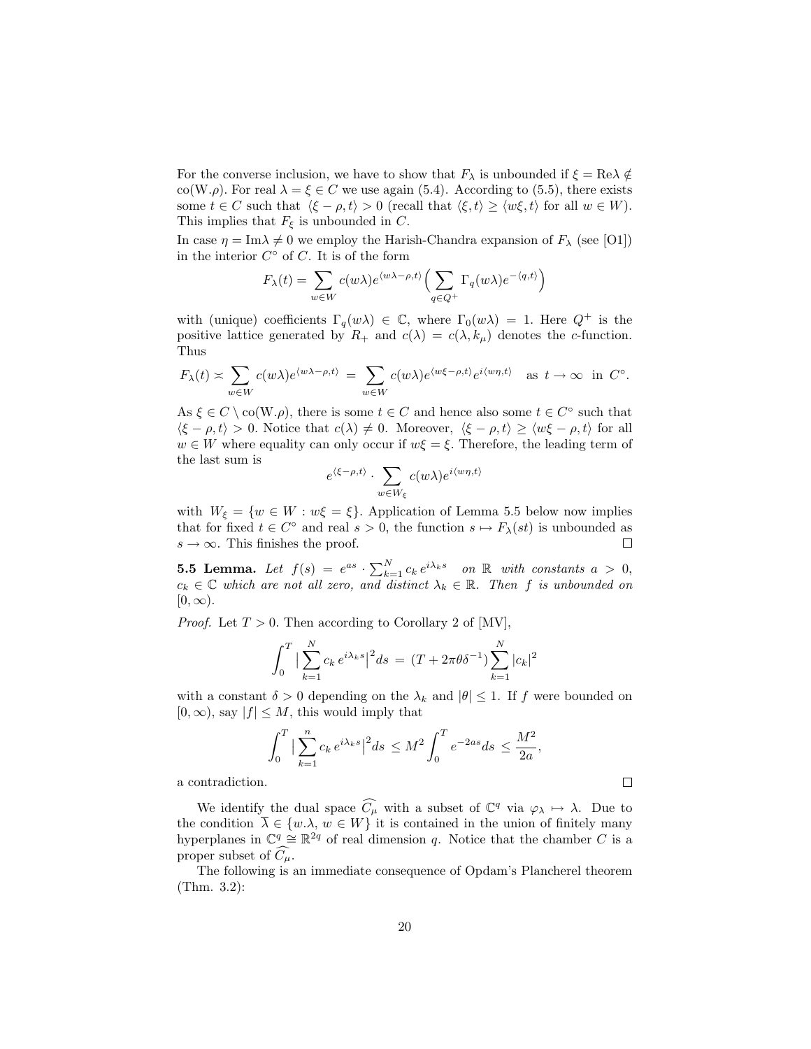For the converse inclusion, we have to show that $F_\lambda$ is unbounded if $\xi = \text{Re}\lambda \notin \text{co}(W.\rho)$. For real $\lambda = \xi \in C$ we use again (5.4). According to (5.5), there exists some $t \in C$ such that $\langle \xi - \rho, t\rangle > 0$ (recall that $\langle \xi, t\rangle \geq \langle w\xi, t\rangle$ for all $w \in W$). This implies that $F_\xi$ is unbounded in $C$.

In case $\eta = \text{Im}\lambda \neq 0$ we employ the Harish-Chandra expansion of $F_\lambda$ (see [O1]) in the interior $C^\circ$ of $C$. It is of the form

$$F_\lambda(t) = \sum_{w \in W} c(w\lambda) e^{\langle w\lambda - \rho, t\rangle} \Big( \sum_{q \in Q^+} \Gamma_q(w\lambda) e^{-\langle q, t\rangle} \Big)$$

with (unique) coefficients $\Gamma_q(w\lambda) \in \mathbb{C}$, where $\Gamma_0(w\lambda) = 1$. Here $Q^+$ is the positive lattice generated by $R_+$ and $c(\lambda) = c(\lambda, k_\mu)$ denotes the $c$-function. Thus

$$F_\lambda(t) \asymp \sum_{w \in W} c(w\lambda) e^{\langle w\lambda - \rho, t\rangle} \;=\; \sum_{w \in W} c(w\lambda) e^{\langle w\xi - \rho, t\rangle} e^{i\langle w\eta, t\rangle} \quad \text{as } t \to \infty \text{ in } C^\circ.$$

As $\xi \in C \setminus \text{co}(W.\rho)$, there is some $t \in C$ and hence also some $t \in C^\circ$ such that $\langle \xi - \rho, t\rangle > 0$. Notice that $c(\lambda) \neq 0$. Moreover, $\langle \xi - \rho, t\rangle \geq \langle w\xi - \rho, t\rangle$ for all $w \in W$ where equality can only occur if $w\xi = \xi$. Therefore, the leading term of the last sum is

$$e^{\langle \xi - \rho, t\rangle} \cdot \sum_{w \in W_\xi} c(w\lambda) e^{i\langle w\eta, t\rangle}$$

with $W_\xi = \{w \in W : w\xi = \xi\}$. Application of Lemma 5.5 below now implies that for fixed $t \in C^\circ$ and real $s > 0$, the function $s \mapsto F_\lambda(st)$ is unbounded as $s \to \infty$. This finishes the proof. □

**5.5 Lemma.** *Let $f(s) = e^{as} \cdot \sum_{k=1}^N c_k \, e^{i\lambda_k s}$ on $\mathbb{R}$ with constants $a > 0$, $c_k \in \mathbb{C}$ which are not all zero, and distinct $\lambda_k \in \mathbb{R}$. Then $f$ is unbounded on $[0, \infty)$.*

*Proof.* Let $T > 0$. Then according to Corollary 2 of [MV],

$$\int_0^T \big| \sum_{k=1}^N c_k \, e^{i\lambda_k s}\big|^2 ds \;=\; (T + 2\pi\theta\delta^{-1}) \sum_{k=1}^N |c_k|^2$$

with a constant $\delta > 0$ depending on the $\lambda_k$ and $|\theta| \leq 1$. If $f$ were bounded on $[0, \infty)$, say $|f| \leq M$, this would imply that

$$\int_0^T \big| \sum_{k=1}^n c_k \, e^{i\lambda_k s}\big|^2 ds \;\leq M^2 \int_0^T e^{-2as} ds \;\leq \frac{M^2}{2a},$$

a contradiction. □

We identify the dual space $\widehat{C_\mu}$ with a subset of $\mathbb{C}^q$ via $\varphi_\lambda \mapsto \lambda$. Due to the condition $\overline{\lambda} \in \{w.\lambda, \, w \in W\}$ it is contained in the union of finitely many hyperplanes in $\mathbb{C}^q \cong \mathbb{R}^{2q}$ of real dimension $q$. Notice that the chamber $C$ is a proper subset of $\widehat{C_\mu}$.

The following is an immediate consequence of Opdam's Plancherel theorem (Thm. 3.2):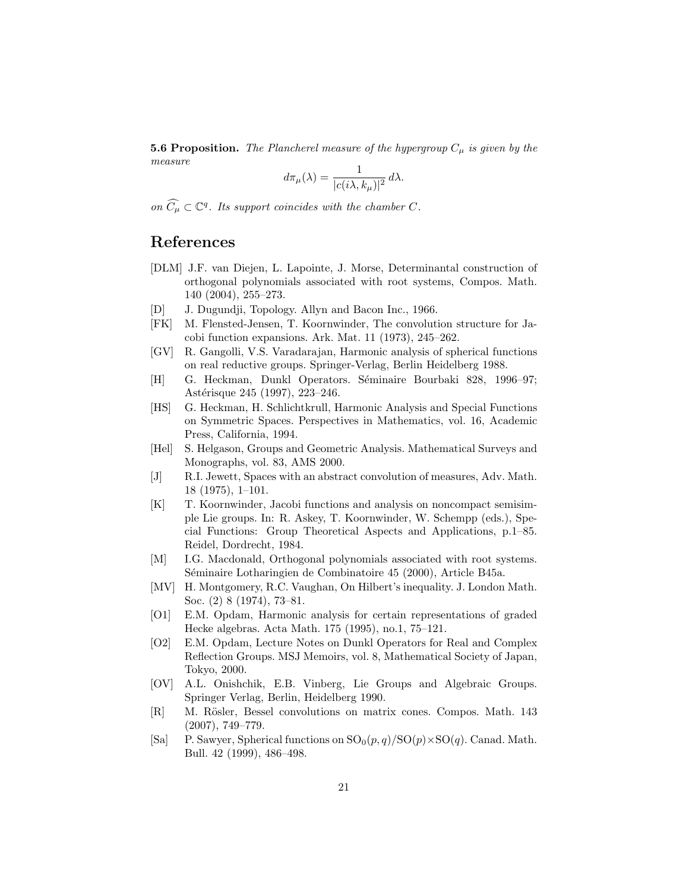**5.6 Proposition.** *The Plancherel measure of the hypergroup $C_\mu$ is given by the measure*

$$d\pi_\mu(\lambda) = \frac{1}{|c(i\lambda, k_\mu)|^2}\, d\lambda.$$

*on $\widehat{C_\mu} \subset \mathbb{C}^q$. Its support coincides with the chamber $C$.*

# References

[DLM] J.F. van Diejen, L. Lapointe, J. Morse, Determinantal construction of orthogonal polynomials associated with root systems, Compos. Math. 140 (2004), 255–273.

[D] J. Dugundji, Topology. Allyn and Bacon Inc., 1966.

[FK] M. Flensted-Jensen, T. Koornwinder, The convolution structure for Jacobi function expansions. Ark. Mat. 11 (1973), 245–262.

[GV] R. Gangolli, V.S. Varadarajan, Harmonic analysis of spherical functions on real reductive groups. Springer-Verlag, Berlin Heidelberg 1988.

[H] G. Heckman, Dunkl Operators. Séminaire Bourbaki 828, 1996–97; Astérisque 245 (1997), 223–246.

[HS] G. Heckman, H. Schlichtkrull, Harmonic Analysis and Special Functions on Symmetric Spaces. Perspectives in Mathematics, vol. 16, Academic Press, California, 1994.

[Hel] S. Helgason, Groups and Geometric Analysis. Mathematical Surveys and Monographs, vol. 83, AMS 2000.

[J] R.I. Jewett, Spaces with an abstract convolution of measures, Adv. Math. 18 (1975), 1–101.

[K] T. Koornwinder, Jacobi functions and analysis on noncompact semisimple Lie groups. In: R. Askey, T. Koornwinder, W. Schempp (eds.), Special Functions: Group Theoretical Aspects and Applications, p.1–85. Reidel, Dordrecht, 1984.

[M] I.G. Macdonald, Orthogonal polynomials associated with root systems. Séminaire Lotharingien de Combinatoire 45 (2000), Article B45a.

[MV] H. Montgomery, R.C. Vaughan, On Hilbert's inequality. J. London Math. Soc. (2) 8 (1974), 73–81.

[O1] E.M. Opdam, Harmonic analysis for certain representations of graded Hecke algebras. Acta Math. 175 (1995), no.1, 75–121.

[O2] E.M. Opdam, Lecture Notes on Dunkl Operators for Real and Complex Reflection Groups. MSJ Memoirs, vol. 8, Mathematical Society of Japan, Tokyo, 2000.

[OV] A.L. Onishchik, E.B. Vinberg, Lie Groups and Algebraic Groups. Springer Verlag, Berlin, Heidelberg 1990.

[R] M. Rösler, Bessel convolutions on matrix cones. Compos. Math. 143 (2007), 749–779.

[Sa] P. Sawyer, Spherical functions on $\mathrm{SO}_0(p,q)/\mathrm{SO}(p)\times\mathrm{SO}(q)$. Canad. Math. Bull. 42 (1999), 486–498.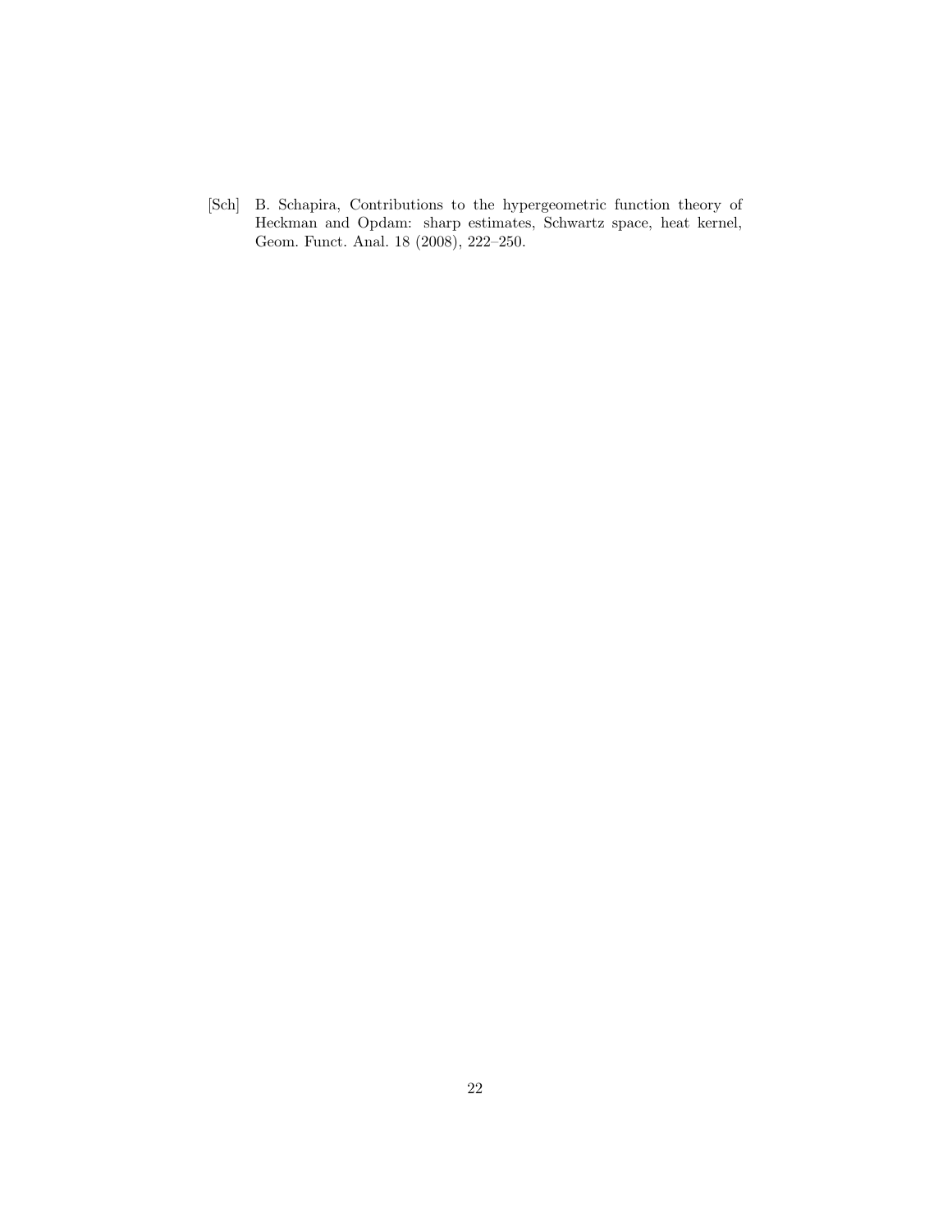[Sch] B. Schapira, Contributions to the hypergeometric function theory of Heckman and Opdam: sharp estimates, Schwartz space, heat kernel, Geom. Funct. Anal. 18 (2008), 222–250.